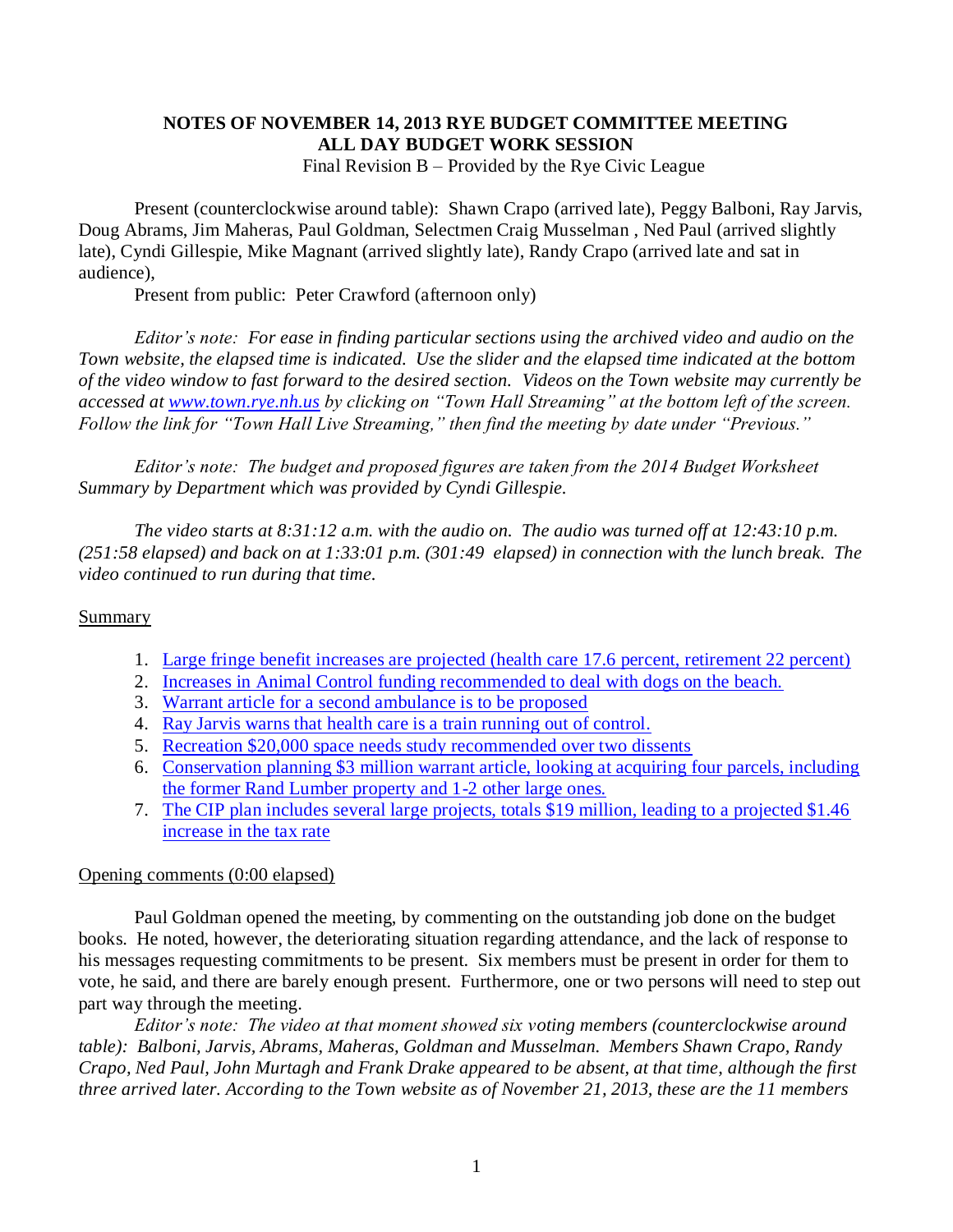**NOTES OF NOVEMBER 14, 2013 RYE BUDGET COMMITTEE MEETING**
**ALL DAY BUDGET WORK SESSION**

Final Revision B – Provided by the Rye Civic League

Present (counterclockwise around table): Shawn Crapo (arrived late), Peggy Balboni, Ray Jarvis, Doug Abrams, Jim Maheras, Paul Goldman, Selectmen Craig Musselman , Ned Paul (arrived slightly late), Cyndi Gillespie, Mike Magnant (arrived slightly late), Randy Crapo (arrived late and sat in audience),

Present from public: Peter Crawford (afternoon only)

*Editor's note: For ease in finding particular sections using the archived video and audio on the Town website, the elapsed time is indicated. Use the slider and the elapsed time indicated at the bottom of the video window to fast forward to the desired section. Videos on the Town website may currently be accessed at www.town.rye.nh.us by clicking on "Town Hall Streaming" at the bottom left of the screen. Follow the link for "Town Hall Live Streaming," then find the meeting by date under "Previous."*

*Editor's note: The budget and proposed figures are taken from the 2014 Budget Worksheet Summary by Department which was provided by Cyndi Gillespie.*

*The video starts at 8:31:12 a.m. with the audio on. The audio was turned off at 12:43:10 p.m. (251:58 elapsed) and back on at 1:33:01 p.m. (301:49 elapsed) in connection with the lunch break. The video continued to run during that time.*

Summary

1. Large fringe benefit increases are projected (health care 17.6 percent, retirement 22 percent)
2. Increases in Animal Control funding recommended to deal with dogs on the beach.
3. Warrant article for a second ambulance is to be proposed
4. Ray Jarvis warns that health care is a train running out of control.
5. Recreation $20,000 space needs study recommended over two dissents
6. Conservation planning $3 million warrant article, looking at acquiring four parcels, including the former Rand Lumber property and 1-2 other large ones.
7. The CIP plan includes several large projects, totals $19 million, leading to a projected $1.46 increase in the tax rate

Opening comments (0:00 elapsed)

Paul Goldman opened the meeting, by commenting on the outstanding job done on the budget books. He noted, however, the deteriorating situation regarding attendance, and the lack of response to his messages requesting commitments to be present. Six members must be present in order for them to vote, he said, and there are barely enough present. Furthermore, one or two persons will need to step out part way through the meeting.

*Editor's note: The video at that moment showed six voting members (counterclockwise around table): Balboni, Jarvis, Abrams, Maheras, Goldman and Musselman. Members Shawn Crapo, Randy Crapo, Ned Paul, John Murtagh and Frank Drake appeared to be absent, at that time, although the first three arrived later. According to the Town website as of November 21, 2013, these are the 11 members*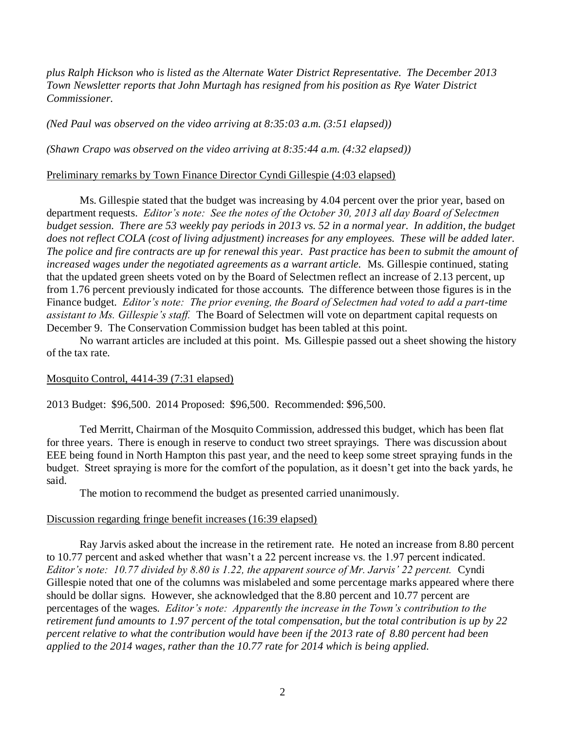*plus Ralph Hickson who is listed as the Alternate Water District Representative. The December 2013 Town Newsletter reports that John Murtagh has resigned from his position as Rye Water District Commissioner.*

*(Ned Paul was observed on the video arriving at 8:35:03 a.m. (3:51 elapsed))*

*(Shawn Crapo was observed on the video arriving at 8:35:44 a.m. (4:32 elapsed))*

<u>Preliminary remarks by Town Finance Director Cyndi Gillespie (4:03 elapsed)</u>

Ms. Gillespie stated that the budget was increasing by 4.04 percent over the prior year, based on department requests. *Editor's note: See the notes of the October 30, 2013 all day Board of Selectmen budget session. There are 53 weekly pay periods in 2013 vs. 52 in a normal year. In addition, the budget does not reflect COLA (cost of living adjustment) increases for any employees. These will be added later. The police and fire contracts are up for renewal this year. Past practice has been to submit the amount of increased wages under the negotiated agreements as a warrant article.* Ms. Gillespie continued, stating that the updated green sheets voted on by the Board of Selectmen reflect an increase of 2.13 percent, up from 1.76 percent previously indicated for those accounts. The difference between those figures is in the Finance budget. *Editor's note: The prior evening, the Board of Selectmen had voted to add a part-time assistant to Ms. Gillespie's staff.* The Board of Selectmen will vote on department capital requests on December 9. The Conservation Commission budget has been tabled at this point.

No warrant articles are included at this point. Ms. Gillespie passed out a sheet showing the history of the tax rate.

<u>Mosquito Control, 4414-39 (7:31 elapsed)</u>

2013 Budget: $96,500. 2014 Proposed: $96,500. Recommended: $96,500.

Ted Merritt, Chairman of the Mosquito Commission, addressed this budget, which has been flat for three years. There is enough in reserve to conduct two street sprayings. There was discussion about EEE being found in North Hampton this past year, and the need to keep some street spraying funds in the budget. Street spraying is more for the comfort of the population, as it doesn't get into the back yards, he said.

The motion to recommend the budget as presented carried unanimously.

<u>Discussion regarding fringe benefit increases (16:39 elapsed)</u>

Ray Jarvis asked about the increase in the retirement rate. He noted an increase from 8.80 percent to 10.77 percent and asked whether that wasn't a 22 percent increase vs. the 1.97 percent indicated. *Editor's note: 10.77 divided by 8.80 is 1.22, the apparent source of Mr. Jarvis' 22 percent.* Cyndi Gillespie noted that one of the columns was mislabeled and some percentage marks appeared where there should be dollar signs. However, she acknowledged that the 8.80 percent and 10.77 percent are percentages of the wages. *Editor's note: Apparently the increase in the Town's contribution to the retirement fund amounts to 1.97 percent of the total compensation, but the total contribution is up by 22 percent relative to what the contribution would have been if the 2013 rate of 8.80 percent had been applied to the 2014 wages, rather than the 10.77 rate for 2014 which is being applied.*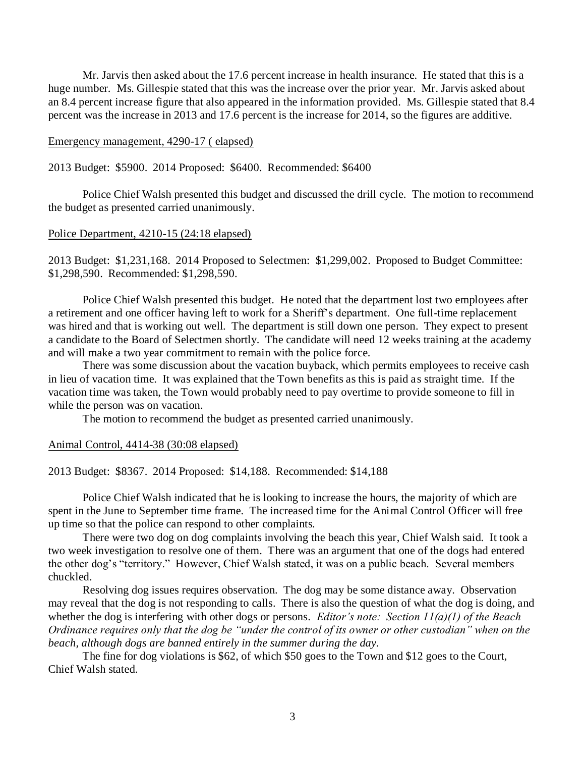Mr. Jarvis then asked about the 17.6 percent increase in health insurance. He stated that this is a huge number. Ms. Gillespie stated that this was the increase over the prior year. Mr. Jarvis asked about an 8.4 percent increase figure that also appeared in the information provided. Ms. Gillespie stated that 8.4 percent was the increase in 2013 and 17.6 percent is the increase for 2014, so the figures are additive.

Emergency management, 4290-17 ( elapsed)

2013 Budget: $5900. 2014 Proposed: $6400. Recommended: $6400

Police Chief Walsh presented this budget and discussed the drill cycle. The motion to recommend the budget as presented carried unanimously.

Police Department, 4210-15 (24:18 elapsed)

2013 Budget: $1,231,168. 2014 Proposed to Selectmen: $1,299,002. Proposed to Budget Committee: $1,298,590. Recommended: $1,298,590.

Police Chief Walsh presented this budget. He noted that the department lost two employees after a retirement and one officer having left to work for a Sheriff's department. One full-time replacement was hired and that is working out well. The department is still down one person. They expect to present a candidate to the Board of Selectmen shortly. The candidate will need 12 weeks training at the academy and will make a two year commitment to remain with the police force.

There was some discussion about the vacation buyback, which permits employees to receive cash in lieu of vacation time. It was explained that the Town benefits as this is paid as straight time. If the vacation time was taken, the Town would probably need to pay overtime to provide someone to fill in while the person was on vacation.

The motion to recommend the budget as presented carried unanimously.

Animal Control, 4414-38 (30:08 elapsed)

2013 Budget: $8367. 2014 Proposed: $14,188. Recommended: $14,188

Police Chief Walsh indicated that he is looking to increase the hours, the majority of which are spent in the June to September time frame. The increased time for the Animal Control Officer will free up time so that the police can respond to other complaints.

There were two dog on dog complaints involving the beach this year, Chief Walsh said. It took a two week investigation to resolve one of them. There was an argument that one of the dogs had entered the other dog's "territory." However, Chief Walsh stated, it was on a public beach. Several members chuckled.

Resolving dog issues requires observation. The dog may be some distance away. Observation may reveal that the dog is not responding to calls. There is also the question of what the dog is doing, and whether the dog is interfering with other dogs or persons. *Editor's note: Section 11(a)(1) of the Beach Ordinance requires only that the dog be "under the control of its owner or other custodian" when on the beach, although dogs are banned entirely in the summer during the day.*

The fine for dog violations is $62, of which $50 goes to the Town and $12 goes to the Court, Chief Walsh stated.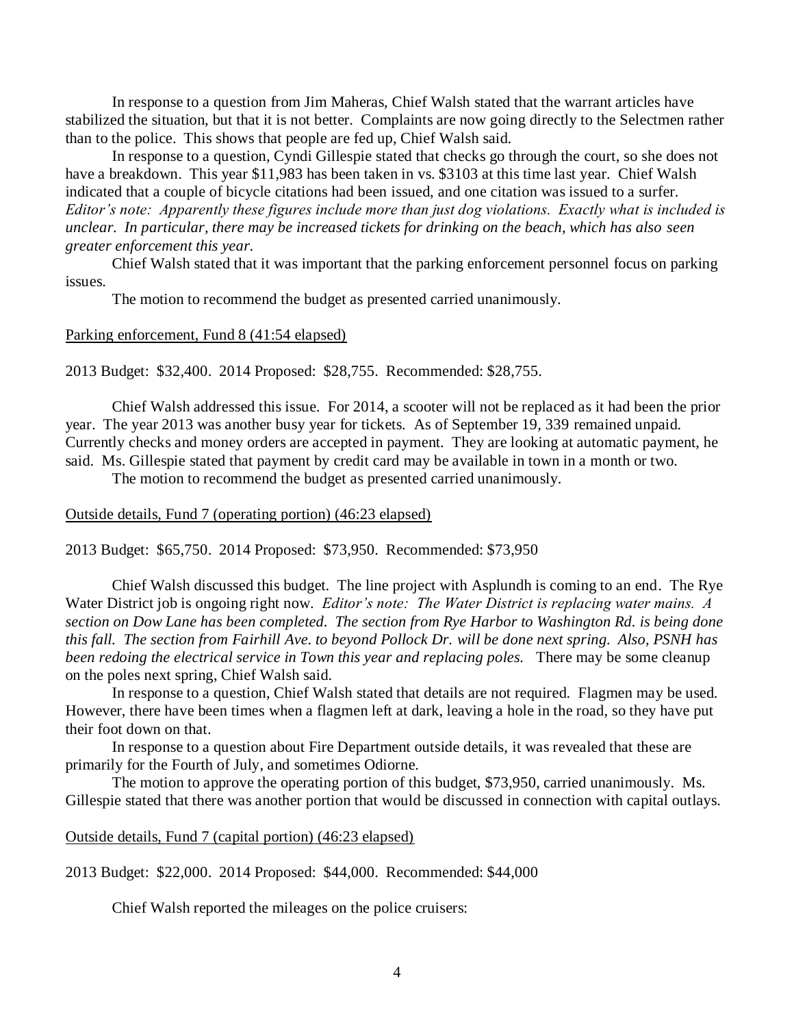In response to a question from Jim Maheras, Chief Walsh stated that the warrant articles have stabilized the situation, but that it is not better. Complaints are now going directly to the Selectmen rather than to the police. This shows that people are fed up, Chief Walsh said.

In response to a question, Cyndi Gillespie stated that checks go through the court, so she does not have a breakdown. This year $11,983 has been taken in vs. $3103 at this time last year. Chief Walsh indicated that a couple of bicycle citations had been issued, and one citation was issued to a surfer. *Editor's note: Apparently these figures include more than just dog violations. Exactly what is included is unclear. In particular, there may be increased tickets for drinking on the beach, which has also seen greater enforcement this year.*

Chief Walsh stated that it was important that the parking enforcement personnel focus on parking issues.

The motion to recommend the budget as presented carried unanimously.

Parking enforcement, Fund 8 (41:54 elapsed)

2013 Budget: $32,400. 2014 Proposed: $28,755. Recommended: $28,755.

Chief Walsh addressed this issue. For 2014, a scooter will not be replaced as it had been the prior year. The year 2013 was another busy year for tickets. As of September 19, 339 remained unpaid. Currently checks and money orders are accepted in payment. They are looking at automatic payment, he said. Ms. Gillespie stated that payment by credit card may be available in town in a month or two.

The motion to recommend the budget as presented carried unanimously.

Outside details, Fund 7 (operating portion) (46:23 elapsed)

2013 Budget: $65,750. 2014 Proposed: $73,950. Recommended: $73,950

Chief Walsh discussed this budget. The line project with Asplundh is coming to an end. The Rye Water District job is ongoing right now. *Editor's note: The Water District is replacing water mains. A section on Dow Lane has been completed. The section from Rye Harbor to Washington Rd. is being done this fall. The section from Fairhill Ave. to beyond Pollock Dr. will be done next spring. Also, PSNH has been redoing the electrical service in Town this year and replacing poles.* There may be some cleanup on the poles next spring, Chief Walsh said.

In response to a question, Chief Walsh stated that details are not required. Flagmen may be used. However, there have been times when a flagmen left at dark, leaving a hole in the road, so they have put their foot down on that.

In response to a question about Fire Department outside details, it was revealed that these are primarily for the Fourth of July, and sometimes Odiorne.

The motion to approve the operating portion of this budget, $73,950, carried unanimously. Ms. Gillespie stated that there was another portion that would be discussed in connection with capital outlays.

Outside details, Fund 7 (capital portion) (46:23 elapsed)

2013 Budget: $22,000. 2014 Proposed: $44,000. Recommended: $44,000

Chief Walsh reported the mileages on the police cruisers: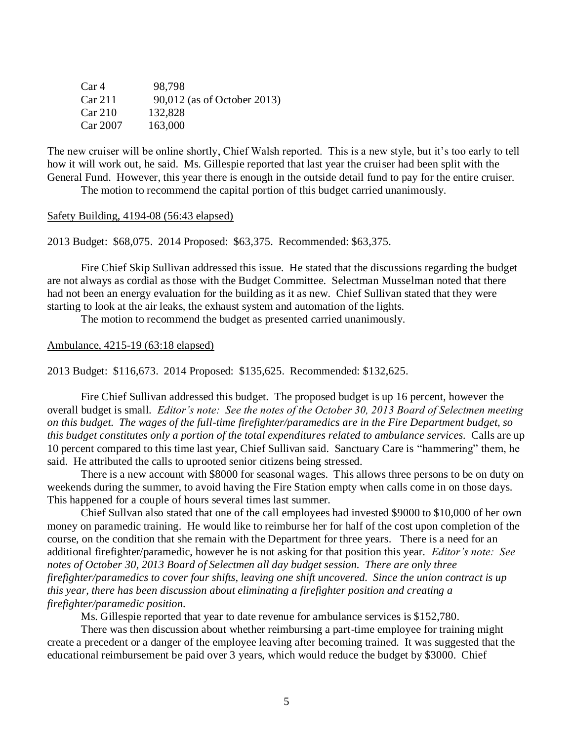| | |
|---|---|
| Car 4 | 98,798 |
| Car 211 | 90,012 (as of October 2013) |
| Car 210 | 132,828 |
| Car 2007 | 163,000 |

The new cruiser will be online shortly, Chief Walsh reported. This is a new style, but it's too early to tell how it will work out, he said. Ms. Gillespie reported that last year the cruiser had been split with the General Fund. However, this year there is enough in the outside detail fund to pay for the entire cruiser.

The motion to recommend the capital portion of this budget carried unanimously.

Safety Building, 4194-08 (56:43 elapsed)

2013 Budget: $68,075. 2014 Proposed: $63,375. Recommended: $63,375.

Fire Chief Skip Sullivan addressed this issue. He stated that the discussions regarding the budget are not always as cordial as those with the Budget Committee. Selectman Musselman noted that there had not been an energy evaluation for the building as it as new. Chief Sullivan stated that they were starting to look at the air leaks, the exhaust system and automation of the lights.

The motion to recommend the budget as presented carried unanimously.

Ambulance, 4215-19 (63:18 elapsed)

2013 Budget: $116,673. 2014 Proposed: $135,625. Recommended: $132,625.

Fire Chief Sullivan addressed this budget. The proposed budget is up 16 percent, however the overall budget is small. *Editor's note: See the notes of the October 30, 2013 Board of Selectmen meeting on this budget. The wages of the full-time firefighter/paramedics are in the Fire Department budget, so this budget constitutes only a portion of the total expenditures related to ambulance services.* Calls are up 10 percent compared to this time last year, Chief Sullivan said. Sanctuary Care is "hammering" them, he said. He attributed the calls to uprooted senior citizens being stressed.

There is a new account with $8000 for seasonal wages. This allows three persons to be on duty on weekends during the summer, to avoid having the Fire Station empty when calls come in on those days. This happened for a couple of hours several times last summer.

Chief Sullvan also stated that one of the call employees had invested $9000 to $10,000 of her own money on paramedic training. He would like to reimburse her for half of the cost upon completion of the course, on the condition that she remain with the Department for three years. There is a need for an additional firefighter/paramedic, however he is not asking for that position this year. *Editor's note: See notes of October 30, 2013 Board of Selectmen all day budget session. There are only three firefighter/paramedics to cover four shifts, leaving one shift uncovered. Since the union contract is up this year, there has been discussion about eliminating a firefighter position and creating a firefighter/paramedic position.*

Ms. Gillespie reported that year to date revenue for ambulance services is $152,780.

There was then discussion about whether reimbursing a part-time employee for training might create a precedent or a danger of the employee leaving after becoming trained. It was suggested that the educational reimbursement be paid over 3 years, which would reduce the budget by $3000. Chief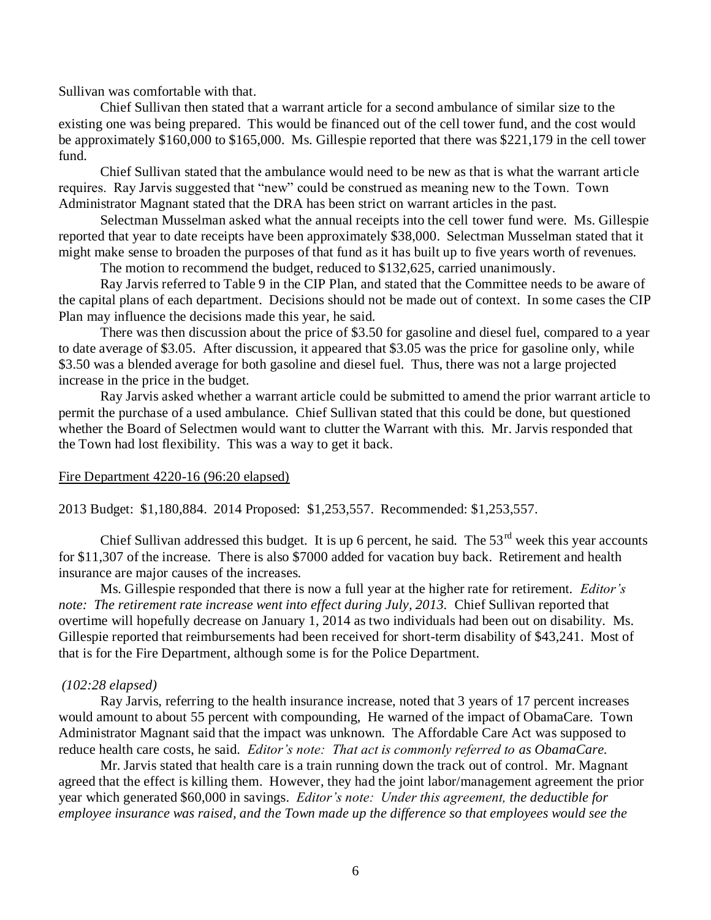Sullivan was comfortable with that.

Chief Sullivan then stated that a warrant article for a second ambulance of similar size to the existing one was being prepared. This would be financed out of the cell tower fund, and the cost would be approximately $160,000 to $165,000. Ms. Gillespie reported that there was $221,179 in the cell tower fund.

Chief Sullivan stated that the ambulance would need to be new as that is what the warrant article requires. Ray Jarvis suggested that "new" could be construed as meaning new to the Town. Town Administrator Magnant stated that the DRA has been strict on warrant articles in the past.

Selectman Musselman asked what the annual receipts into the cell tower fund were. Ms. Gillespie reported that year to date receipts have been approximately $38,000. Selectman Musselman stated that it might make sense to broaden the purposes of that fund as it has built up to five years worth of revenues.

The motion to recommend the budget, reduced to $132,625, carried unanimously.

Ray Jarvis referred to Table 9 in the CIP Plan, and stated that the Committee needs to be aware of the capital plans of each department. Decisions should not be made out of context. In some cases the CIP Plan may influence the decisions made this year, he said.

There was then discussion about the price of $3.50 for gasoline and diesel fuel, compared to a year to date average of $3.05. After discussion, it appeared that $3.05 was the price for gasoline only, while $3.50 was a blended average for both gasoline and diesel fuel. Thus, there was not a large projected increase in the price in the budget.

Ray Jarvis asked whether a warrant article could be submitted to amend the prior warrant article to permit the purchase of a used ambulance. Chief Sullivan stated that this could be done, but questioned whether the Board of Selectmen would want to clutter the Warrant with this. Mr. Jarvis responded that the Town had lost flexibility. This was a way to get it back.

Fire Department 4220-16 (96:20 elapsed)

2013 Budget: $1,180,884. 2014 Proposed: $1,253,557. Recommended: $1,253,557.

Chief Sullivan addressed this budget. It is up 6 percent, he said. The 53rd week this year accounts for $11,307 of the increase. There is also $7000 added for vacation buy back. Retirement and health insurance are major causes of the increases.

Ms. Gillespie responded that there is now a full year at the higher rate for retirement. *Editor's note: The retirement rate increase went into effect during July, 2013.* Chief Sullivan reported that overtime will hopefully decrease on January 1, 2014 as two individuals had been out on disability. Ms. Gillespie reported that reimbursements had been received for short-term disability of $43,241. Most of that is for the Fire Department, although some is for the Police Department.

*(102:28 elapsed)*

Ray Jarvis, referring to the health insurance increase, noted that 3 years of 17 percent increases would amount to about 55 percent with compounding, He warned of the impact of ObamaCare. Town Administrator Magnant said that the impact was unknown. The Affordable Care Act was supposed to reduce health care costs, he said. *Editor's note: That act is commonly referred to as ObamaCare.*

Mr. Jarvis stated that health care is a train running down the track out of control. Mr. Magnant agreed that the effect is killing them. However, they had the joint labor/management agreement the prior year which generated $60,000 in savings. *Editor's note: Under this agreement, the deductible for employee insurance was raised, and the Town made up the difference so that employees would see the*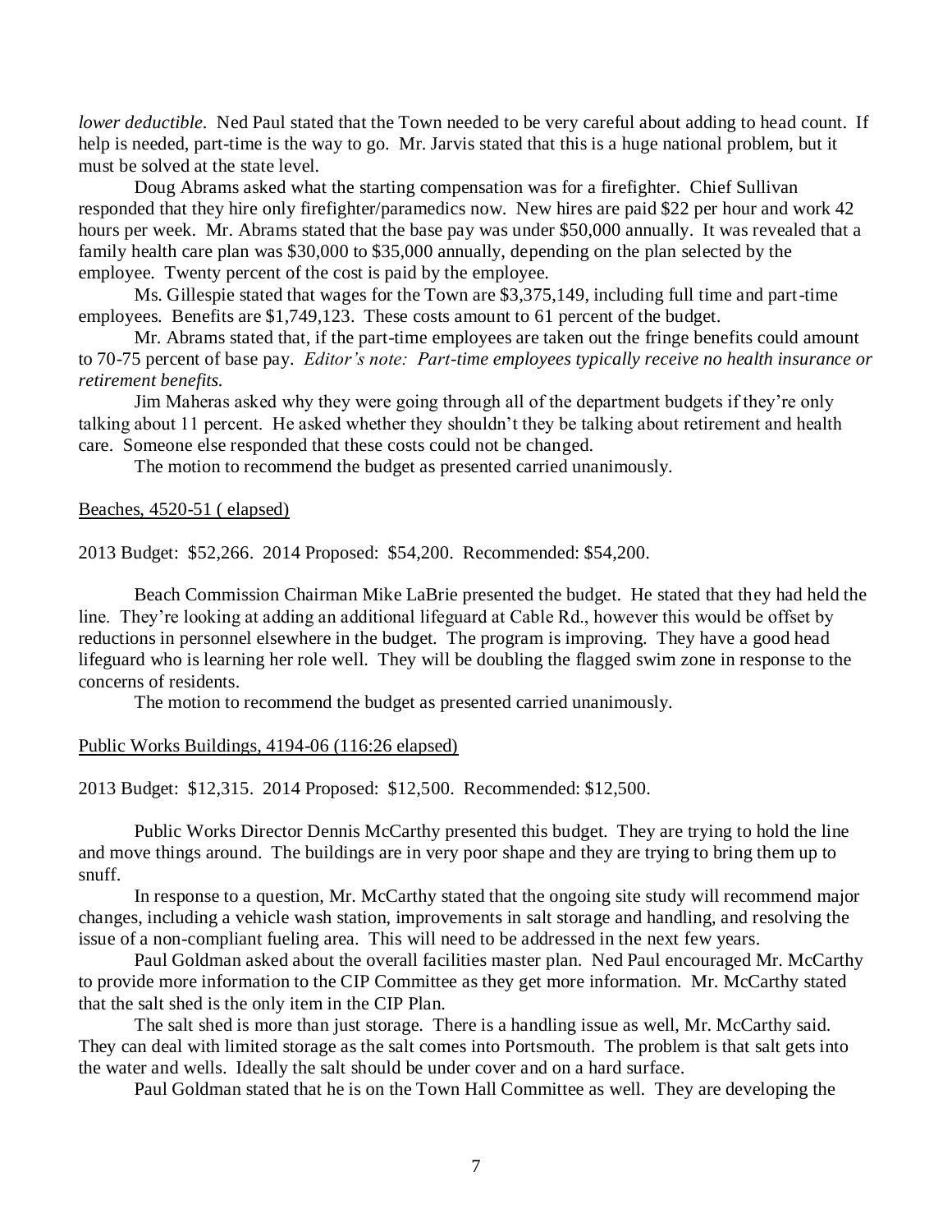*lower deductible.* Ned Paul stated that the Town needed to be very careful about adding to head count. If help is needed, part-time is the way to go. Mr. Jarvis stated that this is a huge national problem, but it must be solved at the state level.

Doug Abrams asked what the starting compensation was for a firefighter. Chief Sullivan responded that they hire only firefighter/paramedics now. New hires are paid $22 per hour and work 42 hours per week. Mr. Abrams stated that the base pay was under $50,000 annually. It was revealed that a family health care plan was $30,000 to $35,000 annually, depending on the plan selected by the employee. Twenty percent of the cost is paid by the employee.

Ms. Gillespie stated that wages for the Town are $3,375,149, including full time and part-time employees. Benefits are $1,749,123. These costs amount to 61 percent of the budget.

Mr. Abrams stated that, if the part-time employees are taken out the fringe benefits could amount to 70-75 percent of base pay. *Editor's note: Part-time employees typically receive no health insurance or retirement benefits.*

Jim Maheras asked why they were going through all of the department budgets if they're only talking about 11 percent. He asked whether they shouldn't they be talking about retirement and health care. Someone else responded that these costs could not be changed.

The motion to recommend the budget as presented carried unanimously.

Beaches, 4520-51 ( elapsed)

2013 Budget: $52,266. 2014 Proposed: $54,200. Recommended: $54,200.

Beach Commission Chairman Mike LaBrie presented the budget. He stated that they had held the line. They're looking at adding an additional lifeguard at Cable Rd., however this would be offset by reductions in personnel elsewhere in the budget. The program is improving. They have a good head lifeguard who is learning her role well. They will be doubling the flagged swim zone in response to the concerns of residents.

The motion to recommend the budget as presented carried unanimously.

Public Works Buildings, 4194-06 (116:26 elapsed)

2013 Budget: $12,315. 2014 Proposed: $12,500. Recommended: $12,500.

Public Works Director Dennis McCarthy presented this budget. They are trying to hold the line and move things around. The buildings are in very poor shape and they are trying to bring them up to snuff.

In response to a question, Mr. McCarthy stated that the ongoing site study will recommend major changes, including a vehicle wash station, improvements in salt storage and handling, and resolving the issue of a non-compliant fueling area. This will need to be addressed in the next few years.

Paul Goldman asked about the overall facilities master plan. Ned Paul encouraged Mr. McCarthy to provide more information to the CIP Committee as they get more information. Mr. McCarthy stated that the salt shed is the only item in the CIP Plan.

The salt shed is more than just storage. There is a handling issue as well, Mr. McCarthy said. They can deal with limited storage as the salt comes into Portsmouth. The problem is that salt gets into the water and wells. Ideally the salt should be under cover and on a hard surface.

Paul Goldman stated that he is on the Town Hall Committee as well. They are developing the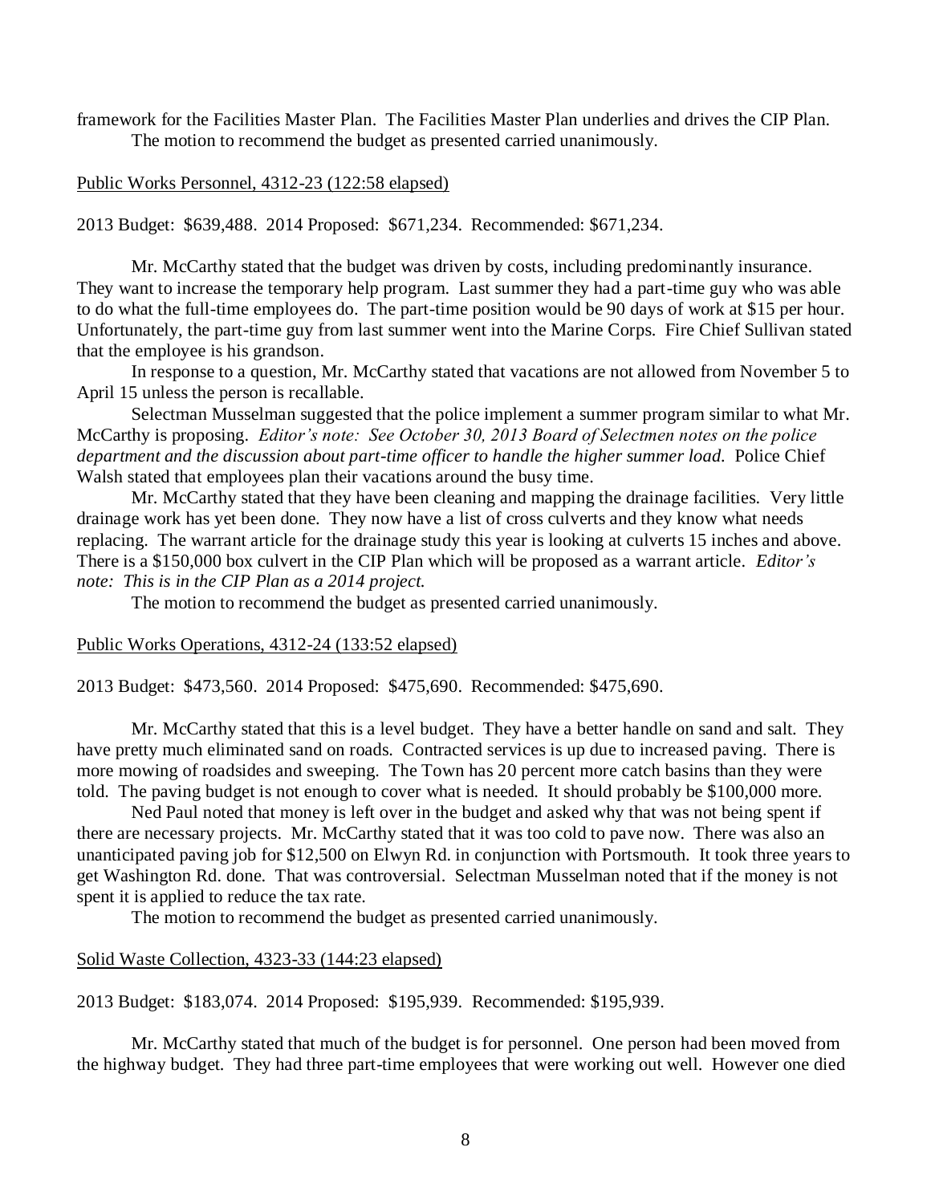framework for the Facilities Master Plan. The Facilities Master Plan underlies and drives the CIP Plan.

The motion to recommend the budget as presented carried unanimously.

<u>Public Works Personnel, 4312-23 (122:58 elapsed)</u>

2013 Budget: $639,488. 2014 Proposed: $671,234. Recommended: $671,234.

Mr. McCarthy stated that the budget was driven by costs, including predominantly insurance. They want to increase the temporary help program. Last summer they had a part-time guy who was able to do what the full-time employees do. The part-time position would be 90 days of work at $15 per hour. Unfortunately, the part-time guy from last summer went into the Marine Corps. Fire Chief Sullivan stated that the employee is his grandson.

In response to a question, Mr. McCarthy stated that vacations are not allowed from November 5 to April 15 unless the person is recallable.

Selectman Musselman suggested that the police implement a summer program similar to what Mr. McCarthy is proposing. *Editor's note: See October 30, 2013 Board of Selectmen notes on the police department and the discussion about part-time officer to handle the higher summer load.* Police Chief Walsh stated that employees plan their vacations around the busy time.

Mr. McCarthy stated that they have been cleaning and mapping the drainage facilities. Very little drainage work has yet been done. They now have a list of cross culverts and they know what needs replacing. The warrant article for the drainage study this year is looking at culverts 15 inches and above. There is a $150,000 box culvert in the CIP Plan which will be proposed as a warrant article. *Editor's note: This is in the CIP Plan as a 2014 project.*

The motion to recommend the budget as presented carried unanimously.

<u>Public Works Operations, 4312-24 (133:52 elapsed)</u>

2013 Budget: $473,560. 2014 Proposed: $475,690. Recommended: $475,690.

Mr. McCarthy stated that this is a level budget. They have a better handle on sand and salt. They have pretty much eliminated sand on roads. Contracted services is up due to increased paving. There is more mowing of roadsides and sweeping. The Town has 20 percent more catch basins than they were told. The paving budget is not enough to cover what is needed. It should probably be $100,000 more.

Ned Paul noted that money is left over in the budget and asked why that was not being spent if there are necessary projects. Mr. McCarthy stated that it was too cold to pave now. There was also an unanticipated paving job for $12,500 on Elwyn Rd. in conjunction with Portsmouth. It took three years to get Washington Rd. done. That was controversial. Selectman Musselman noted that if the money is not spent it is applied to reduce the tax rate.

The motion to recommend the budget as presented carried unanimously.

<u>Solid Waste Collection, 4323-33 (144:23 elapsed)</u>

2013 Budget: $183,074. 2014 Proposed: $195,939. Recommended: $195,939.

Mr. McCarthy stated that much of the budget is for personnel. One person had been moved from the highway budget. They had three part-time employees that were working out well. However one died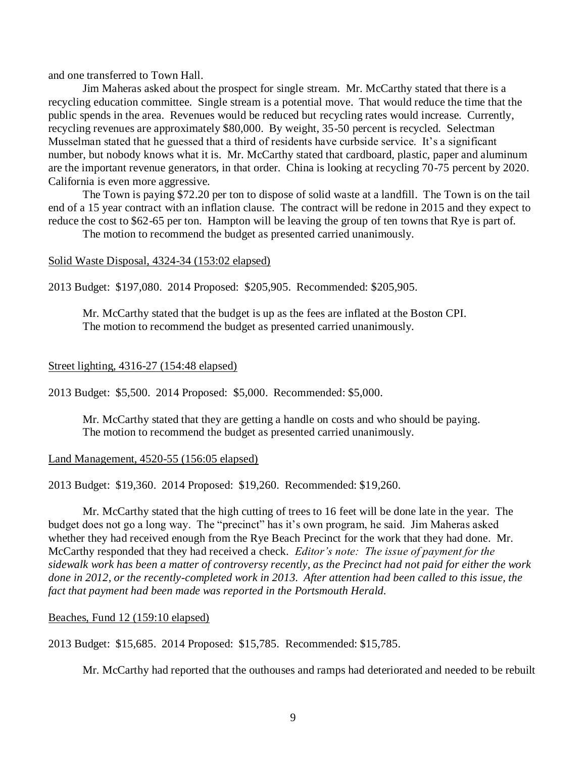and one transferred to Town Hall.

Jim Maheras asked about the prospect for single stream. Mr. McCarthy stated that there is a recycling education committee. Single stream is a potential move. That would reduce the time that the public spends in the area. Revenues would be reduced but recycling rates would increase. Currently, recycling revenues are approximately $80,000. By weight, 35-50 percent is recycled. Selectman Musselman stated that he guessed that a third of residents have curbside service. It's a significant number, but nobody knows what it is. Mr. McCarthy stated that cardboard, plastic, paper and aluminum are the important revenue generators, in that order. China is looking at recycling 70-75 percent by 2020. California is even more aggressive.

The Town is paying $72.20 per ton to dispose of solid waste at a landfill. The Town is on the tail end of a 15 year contract with an inflation clause. The contract will be redone in 2015 and they expect to reduce the cost to $62-65 per ton. Hampton will be leaving the group of ten towns that Rye is part of.

The motion to recommend the budget as presented carried unanimously.

Solid Waste Disposal, 4324-34 (153:02 elapsed)

2013 Budget: $197,080. 2014 Proposed: $205,905. Recommended: $205,905.

Mr. McCarthy stated that the budget is up as the fees are inflated at the Boston CPI.
The motion to recommend the budget as presented carried unanimously.

Street lighting, 4316-27 (154:48 elapsed)

2013 Budget: $5,500. 2014 Proposed: $5,000. Recommended: $5,000.

Mr. McCarthy stated that they are getting a handle on costs and who should be paying.
The motion to recommend the budget as presented carried unanimously.

Land Management, 4520-55 (156:05 elapsed)

2013 Budget: $19,360. 2014 Proposed: $19,260. Recommended: $19,260.

Mr. McCarthy stated that the high cutting of trees to 16 feet will be done late in the year. The budget does not go a long way. The "precinct" has it's own program, he said. Jim Maheras asked whether they had received enough from the Rye Beach Precinct for the work that they had done. Mr. McCarthy responded that they had received a check. *Editor's note: The issue of payment for the sidewalk work has been a matter of controversy recently, as the Precinct had not paid for either the work done in 2012, or the recently-completed work in 2013. After attention had been called to this issue, the fact that payment had been made was reported in the Portsmouth Herald.*

Beaches, Fund 12 (159:10 elapsed)

2013 Budget: $15,685. 2014 Proposed: $15,785. Recommended: $15,785.

Mr. McCarthy had reported that the outhouses and ramps had deteriorated and needed to be rebuilt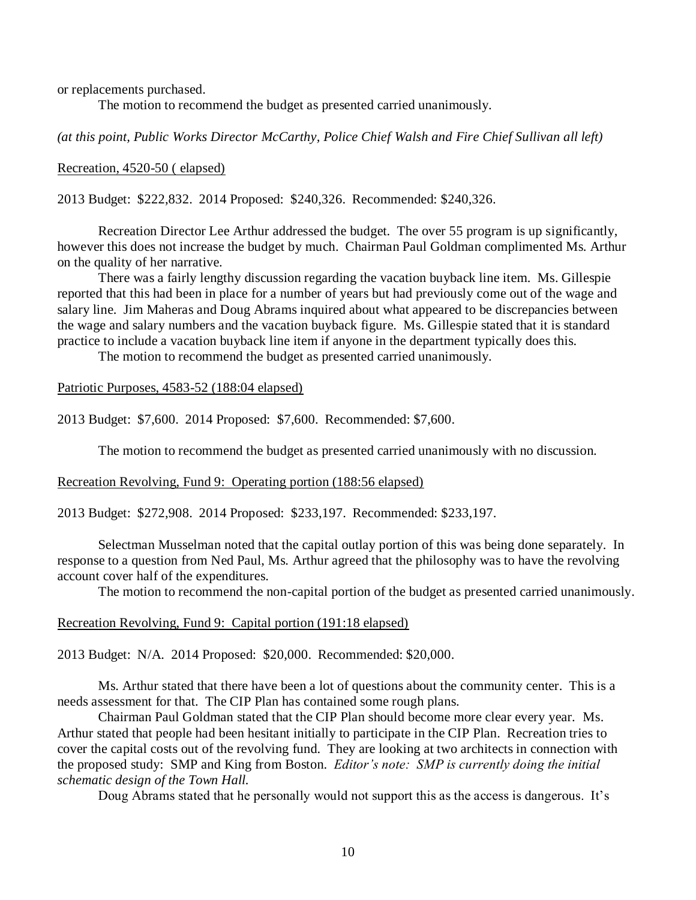or replacements purchased.

The motion to recommend the budget as presented carried unanimously.

*(at this point, Public Works Director McCarthy, Police Chief Walsh and Fire Chief Sullivan all left)*

Recreation, 4520-50 ( elapsed)

2013 Budget: $222,832. 2014 Proposed: $240,326. Recommended: $240,326.

Recreation Director Lee Arthur addressed the budget. The over 55 program is up significantly, however this does not increase the budget by much. Chairman Paul Goldman complimented Ms. Arthur on the quality of her narrative.

There was a fairly lengthy discussion regarding the vacation buyback line item. Ms. Gillespie reported that this had been in place for a number of years but had previously come out of the wage and salary line. Jim Maheras and Doug Abrams inquired about what appeared to be discrepancies between the wage and salary numbers and the vacation buyback figure. Ms. Gillespie stated that it is standard practice to include a vacation buyback line item if anyone in the department typically does this.

The motion to recommend the budget as presented carried unanimously.

Patriotic Purposes, 4583-52 (188:04 elapsed)

2013 Budget: $7,600. 2014 Proposed: $7,600. Recommended: $7,600.

The motion to recommend the budget as presented carried unanimously with no discussion.

Recreation Revolving, Fund 9: Operating portion (188:56 elapsed)

2013 Budget: $272,908. 2014 Proposed: $233,197. Recommended: $233,197.

Selectman Musselman noted that the capital outlay portion of this was being done separately. In response to a question from Ned Paul, Ms. Arthur agreed that the philosophy was to have the revolving account cover half of the expenditures.

The motion to recommend the non-capital portion of the budget as presented carried unanimously.

Recreation Revolving, Fund 9: Capital portion (191:18 elapsed)

2013 Budget: N/A. 2014 Proposed: $20,000. Recommended: $20,000.

Ms. Arthur stated that there have been a lot of questions about the community center. This is a needs assessment for that. The CIP Plan has contained some rough plans.

Chairman Paul Goldman stated that the CIP Plan should become more clear every year. Ms. Arthur stated that people had been hesitant initially to participate in the CIP Plan. Recreation tries to cover the capital costs out of the revolving fund. They are looking at two architects in connection with the proposed study: SMP and King from Boston. *Editor's note: SMP is currently doing the initial schematic design of the Town Hall.*

Doug Abrams stated that he personally would not support this as the access is dangerous. It's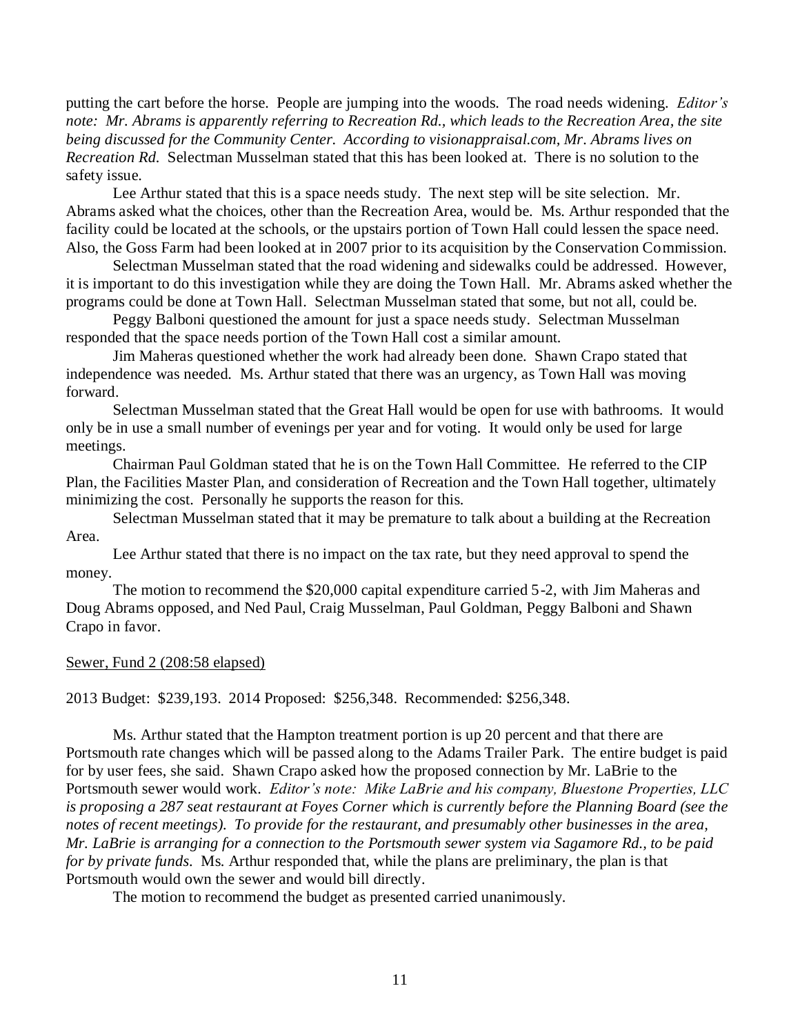putting the cart before the horse. People are jumping into the woods. The road needs widening. *Editor's note: Mr. Abrams is apparently referring to Recreation Rd., which leads to the Recreation Area, the site being discussed for the Community Center. According to visionappraisal.com, Mr. Abrams lives on Recreation Rd.* Selectman Musselman stated that this has been looked at. There is no solution to the safety issue.

Lee Arthur stated that this is a space needs study. The next step will be site selection. Mr. Abrams asked what the choices, other than the Recreation Area, would be. Ms. Arthur responded that the facility could be located at the schools, or the upstairs portion of Town Hall could lessen the space need. Also, the Goss Farm had been looked at in 2007 prior to its acquisition by the Conservation Commission.

Selectman Musselman stated that the road widening and sidewalks could be addressed. However, it is important to do this investigation while they are doing the Town Hall. Mr. Abrams asked whether the programs could be done at Town Hall. Selectman Musselman stated that some, but not all, could be.

Peggy Balboni questioned the amount for just a space needs study. Selectman Musselman responded that the space needs portion of the Town Hall cost a similar amount.

Jim Maheras questioned whether the work had already been done. Shawn Crapo stated that independence was needed. Ms. Arthur stated that there was an urgency, as Town Hall was moving forward.

Selectman Musselman stated that the Great Hall would be open for use with bathrooms. It would only be in use a small number of evenings per year and for voting. It would only be used for large meetings.

Chairman Paul Goldman stated that he is on the Town Hall Committee. He referred to the CIP Plan, the Facilities Master Plan, and consideration of Recreation and the Town Hall together, ultimately minimizing the cost. Personally he supports the reason for this.

Selectman Musselman stated that it may be premature to talk about a building at the Recreation Area.

Lee Arthur stated that there is no impact on the tax rate, but they need approval to spend the money.

The motion to recommend the $20,000 capital expenditure carried 5-2, with Jim Maheras and Doug Abrams opposed, and Ned Paul, Craig Musselman, Paul Goldman, Peggy Balboni and Shawn Crapo in favor.

<u>Sewer, Fund 2 (208:58 elapsed)</u>

2013 Budget: $239,193. 2014 Proposed: $256,348. Recommended: $256,348.

Ms. Arthur stated that the Hampton treatment portion is up 20 percent and that there are Portsmouth rate changes which will be passed along to the Adams Trailer Park. The entire budget is paid for by user fees, she said. Shawn Crapo asked how the proposed connection by Mr. LaBrie to the Portsmouth sewer would work. *Editor's note: Mike LaBrie and his company, Bluestone Properties, LLC is proposing a 287 seat restaurant at Foyes Corner which is currently before the Planning Board (see the notes of recent meetings). To provide for the restaurant, and presumably other businesses in the area, Mr. LaBrie is arranging for a connection to the Portsmouth sewer system via Sagamore Rd., to be paid for by private funds.* Ms. Arthur responded that, while the plans are preliminary, the plan is that Portsmouth would own the sewer and would bill directly.

The motion to recommend the budget as presented carried unanimously.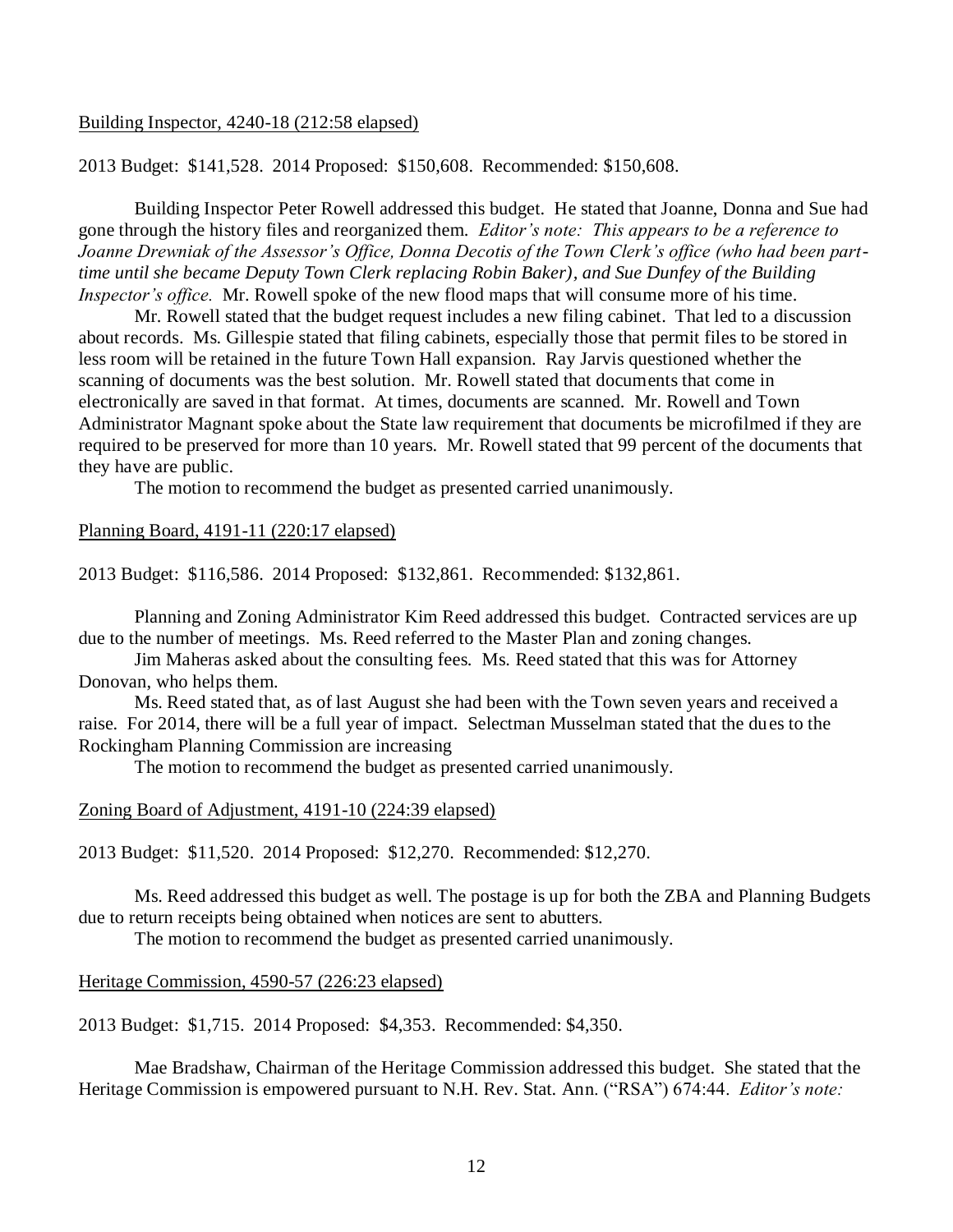Building Inspector, 4240-18 (212:58 elapsed)

2013 Budget: $141,528. 2014 Proposed: $150,608. Recommended: $150,608.

Building Inspector Peter Rowell addressed this budget. He stated that Joanne, Donna and Sue had gone through the history files and reorganized them. *Editor's note: This appears to be a reference to Joanne Drewniak of the Assessor's Office, Donna Decotis of the Town Clerk's office (who had been part-time until she became Deputy Town Clerk replacing Robin Baker), and Sue Dunfey of the Building Inspector's office.* Mr. Rowell spoke of the new flood maps that will consume more of his time.

Mr. Rowell stated that the budget request includes a new filing cabinet. That led to a discussion about records. Ms. Gillespie stated that filing cabinets, especially those that permit files to be stored in less room will be retained in the future Town Hall expansion. Ray Jarvis questioned whether the scanning of documents was the best solution. Mr. Rowell stated that documents that come in electronically are saved in that format. At times, documents are scanned. Mr. Rowell and Town Administrator Magnant spoke about the State law requirement that documents be microfilmed if they are required to be preserved for more than 10 years. Mr. Rowell stated that 99 percent of the documents that they have are public.

The motion to recommend the budget as presented carried unanimously.

Planning Board, 4191-11 (220:17 elapsed)

2013 Budget: $116,586. 2014 Proposed: $132,861. Recommended: $132,861.

Planning and Zoning Administrator Kim Reed addressed this budget. Contracted services are up due to the number of meetings. Ms. Reed referred to the Master Plan and zoning changes.

Jim Maheras asked about the consulting fees. Ms. Reed stated that this was for Attorney Donovan, who helps them.

Ms. Reed stated that, as of last August she had been with the Town seven years and received a raise. For 2014, there will be a full year of impact. Selectman Musselman stated that the dues to the Rockingham Planning Commission are increasing

The motion to recommend the budget as presented carried unanimously.

Zoning Board of Adjustment, 4191-10 (224:39 elapsed)

2013 Budget: $11,520. 2014 Proposed: $12,270. Recommended: $12,270.

Ms. Reed addressed this budget as well. The postage is up for both the ZBA and Planning Budgets due to return receipts being obtained when notices are sent to abutters.

The motion to recommend the budget as presented carried unanimously.

Heritage Commission, 4590-57 (226:23 elapsed)

2013 Budget: $1,715. 2014 Proposed: $4,353. Recommended: $4,350.

Mae Bradshaw, Chairman of the Heritage Commission addressed this budget. She stated that the Heritage Commission is empowered pursuant to N.H. Rev. Stat. Ann. ("RSA") 674:44. *Editor's note:*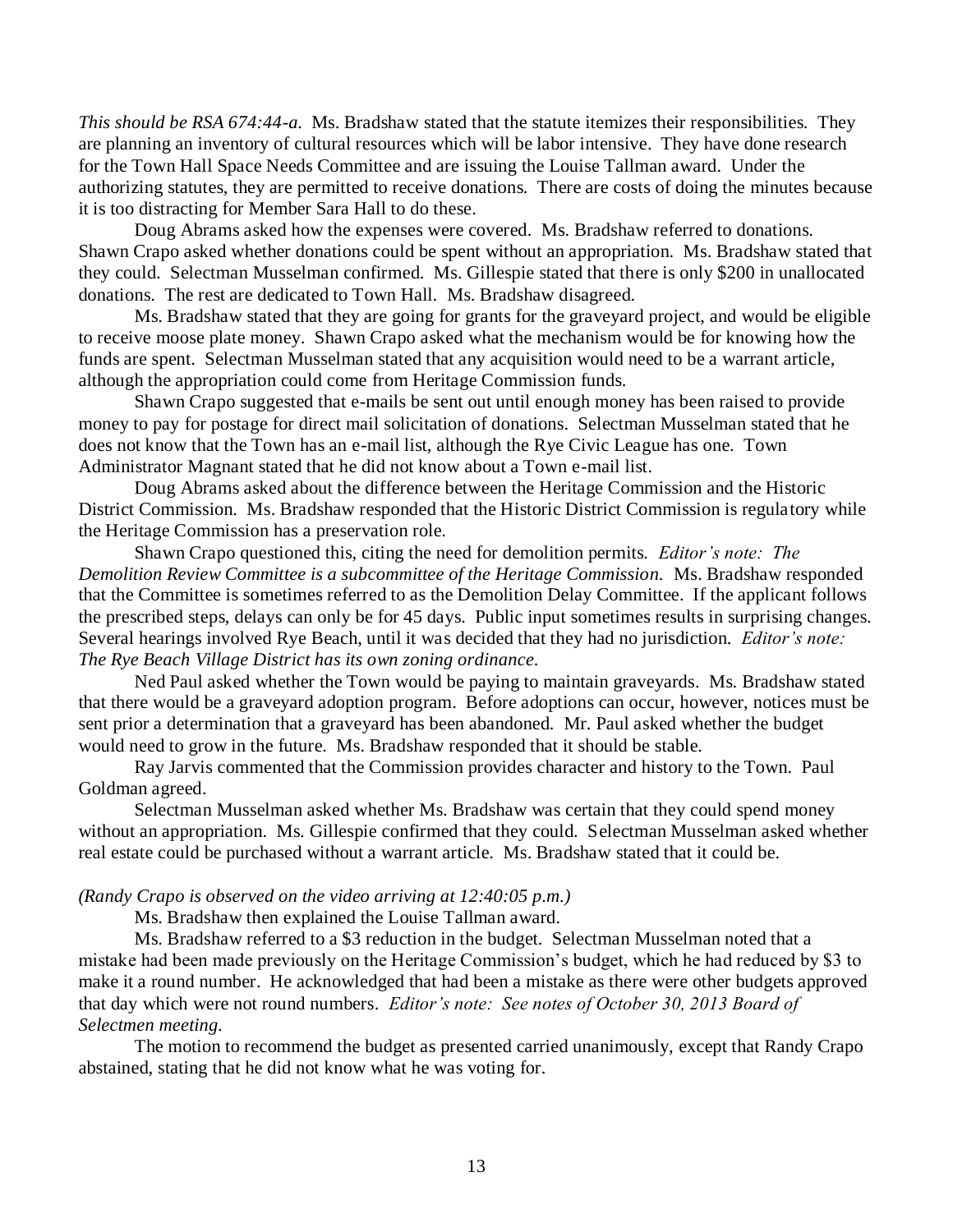*This should be RSA 674:44-a.* Ms. Bradshaw stated that the statute itemizes their responsibilities. They are planning an inventory of cultural resources which will be labor intensive. They have done research for the Town Hall Space Needs Committee and are issuing the Louise Tallman award. Under the authorizing statutes, they are permitted to receive donations. There are costs of doing the minutes because it is too distracting for Member Sara Hall to do these.

Doug Abrams asked how the expenses were covered. Ms. Bradshaw referred to donations. Shawn Crapo asked whether donations could be spent without an appropriation. Ms. Bradshaw stated that they could. Selectman Musselman confirmed. Ms. Gillespie stated that there is only $200 in unallocated donations. The rest are dedicated to Town Hall. Ms. Bradshaw disagreed.

Ms. Bradshaw stated that they are going for grants for the graveyard project, and would be eligible to receive moose plate money. Shawn Crapo asked what the mechanism would be for knowing how the funds are spent. Selectman Musselman stated that any acquisition would need to be a warrant article, although the appropriation could come from Heritage Commission funds.

Shawn Crapo suggested that e-mails be sent out until enough money has been raised to provide money to pay for postage for direct mail solicitation of donations. Selectman Musselman stated that he does not know that the Town has an e-mail list, although the Rye Civic League has one. Town Administrator Magnant stated that he did not know about a Town e-mail list.

Doug Abrams asked about the difference between the Heritage Commission and the Historic District Commission. Ms. Bradshaw responded that the Historic District Commission is regulatory while the Heritage Commission has a preservation role.

Shawn Crapo questioned this, citing the need for demolition permits. *Editor's note: The Demolition Review Committee is a subcommittee of the Heritage Commission.* Ms. Bradshaw responded that the Committee is sometimes referred to as the Demolition Delay Committee. If the applicant follows the prescribed steps, delays can only be for 45 days. Public input sometimes results in surprising changes. Several hearings involved Rye Beach, until it was decided that they had no jurisdiction. *Editor's note: The Rye Beach Village District has its own zoning ordinance.*

Ned Paul asked whether the Town would be paying to maintain graveyards. Ms. Bradshaw stated that there would be a graveyard adoption program. Before adoptions can occur, however, notices must be sent prior a determination that a graveyard has been abandoned. Mr. Paul asked whether the budget would need to grow in the future. Ms. Bradshaw responded that it should be stable.

Ray Jarvis commented that the Commission provides character and history to the Town. Paul Goldman agreed.

Selectman Musselman asked whether Ms. Bradshaw was certain that they could spend money without an appropriation. Ms. Gillespie confirmed that they could. Selectman Musselman asked whether real estate could be purchased without a warrant article. Ms. Bradshaw stated that it could be.

*(Randy Crapo is observed on the video arriving at 12:40:05 p.m.)*

Ms. Bradshaw then explained the Louise Tallman award.

Ms. Bradshaw referred to a $3 reduction in the budget. Selectman Musselman noted that a mistake had been made previously on the Heritage Commission's budget, which he had reduced by $3 to make it a round number. He acknowledged that had been a mistake as there were other budgets approved that day which were not round numbers. *Editor's note: See notes of October 30, 2013 Board of Selectmen meeting.*

The motion to recommend the budget as presented carried unanimously, except that Randy Crapo abstained, stating that he did not know what he was voting for.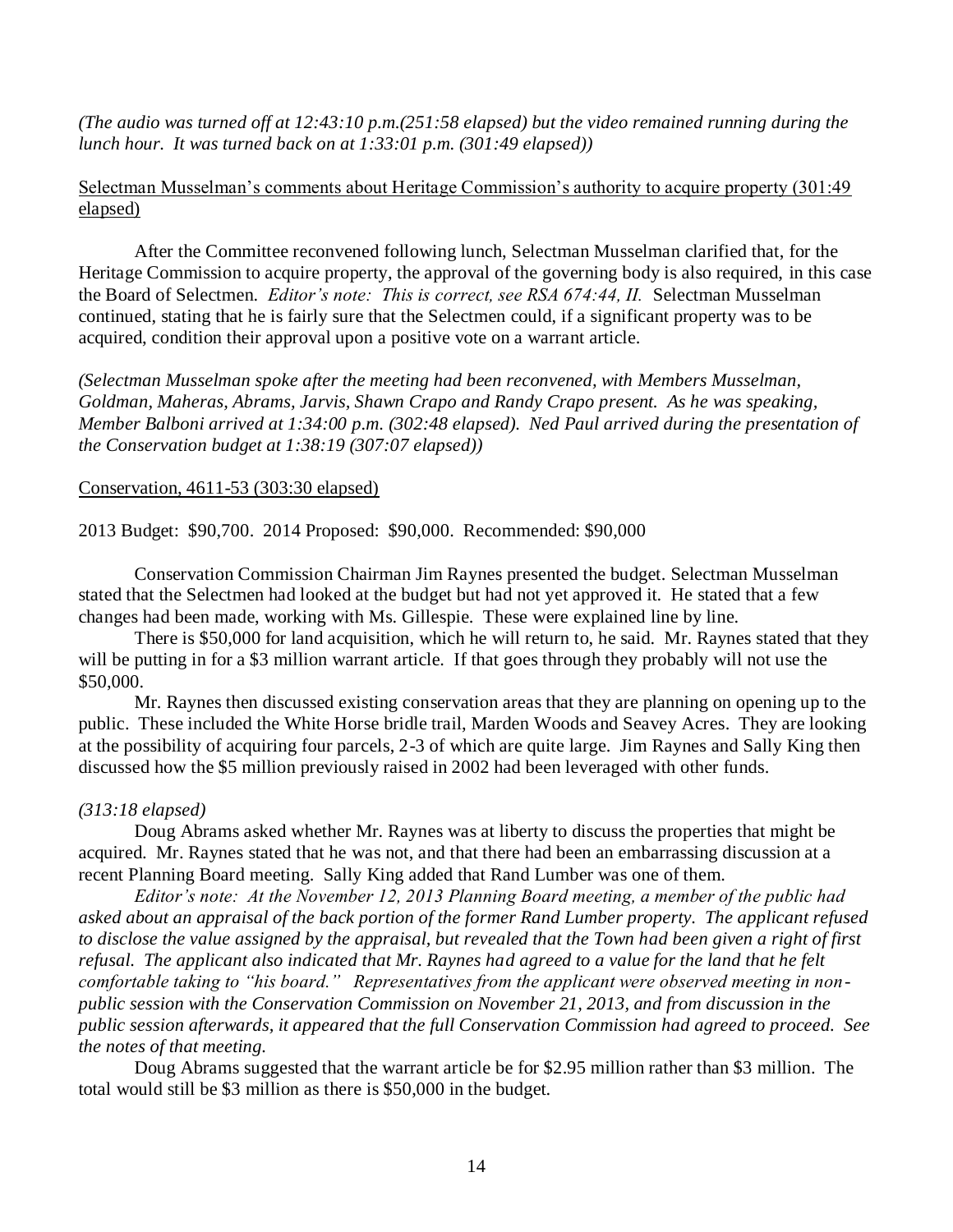*(The audio was turned off at 12:43:10 p.m.(251:58 elapsed) but the video remained running during the lunch hour. It was turned back on at 1:33:01 p.m. (301:49 elapsed))*

<u>Selectman Musselman's comments about Heritage Commission's authority to acquire property (301:49 elapsed)</u>

After the Committee reconvened following lunch, Selectman Musselman clarified that, for the Heritage Commission to acquire property, the approval of the governing body is also required, in this case the Board of Selectmen. *Editor's note: This is correct, see RSA 674:44, II.* Selectman Musselman continued, stating that he is fairly sure that the Selectmen could, if a significant property was to be acquired, condition their approval upon a positive vote on a warrant article.

*(Selectman Musselman spoke after the meeting had been reconvened, with Members Musselman, Goldman, Maheras, Abrams, Jarvis, Shawn Crapo and Randy Crapo present. As he was speaking, Member Balboni arrived at 1:34:00 p.m. (302:48 elapsed). Ned Paul arrived during the presentation of the Conservation budget at 1:38:19 (307:07 elapsed))*

<u>Conservation, 4611-53 (303:30 elapsed)</u>

2013 Budget: $90,700. 2014 Proposed: $90,000. Recommended: $90,000

Conservation Commission Chairman Jim Raynes presented the budget. Selectman Musselman stated that the Selectmen had looked at the budget but had not yet approved it. He stated that a few changes had been made, working with Ms. Gillespie. These were explained line by line.

There is $50,000 for land acquisition, which he will return to, he said. Mr. Raynes stated that they will be putting in for a $3 million warrant article. If that goes through they probably will not use the $50,000.

Mr. Raynes then discussed existing conservation areas that they are planning on opening up to the public. These included the White Horse bridle trail, Marden Woods and Seavey Acres. They are looking at the possibility of acquiring four parcels, 2-3 of which are quite large. Jim Raynes and Sally King then discussed how the $5 million previously raised in 2002 had been leveraged with other funds.

*(313:18 elapsed)*

Doug Abrams asked whether Mr. Raynes was at liberty to discuss the properties that might be acquired. Mr. Raynes stated that he was not, and that there had been an embarrassing discussion at a recent Planning Board meeting. Sally King added that Rand Lumber was one of them.

*Editor's note: At the November 12, 2013 Planning Board meeting, a member of the public had asked about an appraisal of the back portion of the former Rand Lumber property. The applicant refused to disclose the value assigned by the appraisal, but revealed that the Town had been given a right of first refusal. The applicant also indicated that Mr. Raynes had agreed to a value for the land that he felt comfortable taking to "his board." Representatives from the applicant were observed meeting in non-public session with the Conservation Commission on November 21, 2013, and from discussion in the public session afterwards, it appeared that the full Conservation Commission had agreed to proceed. See the notes of that meeting.*

Doug Abrams suggested that the warrant article be for $2.95 million rather than $3 million. The total would still be $3 million as there is $50,000 in the budget.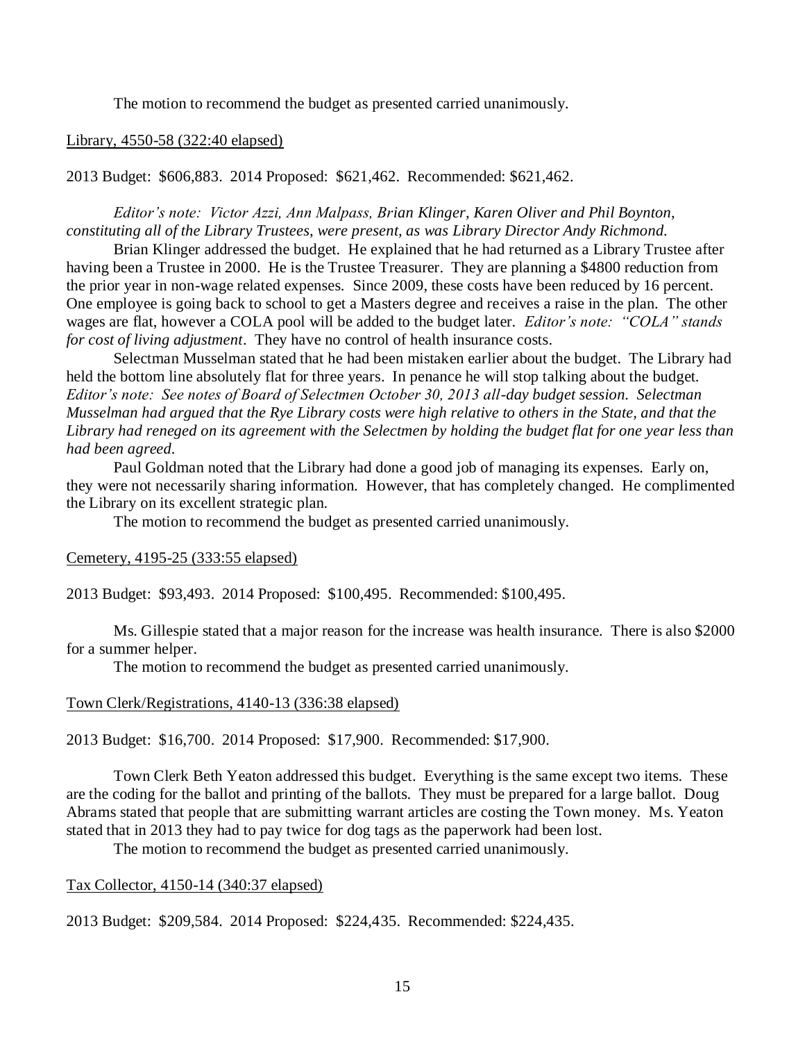The motion to recommend the budget as presented carried unanimously.

Library, 4550-58 (322:40 elapsed)

2013 Budget: $606,883. 2014 Proposed: $621,462. Recommended: $621,462.

*Editor's note: Victor Azzi, Ann Malpass, Brian Klinger, Karen Oliver and Phil Boynton, constituting all of the Library Trustees, were present, as was Library Director Andy Richmond.*

Brian Klinger addressed the budget. He explained that he had returned as a Library Trustee after having been a Trustee in 2000. He is the Trustee Treasurer. They are planning a $4800 reduction from the prior year in non-wage related expenses. Since 2009, these costs have been reduced by 16 percent. One employee is going back to school to get a Masters degree and receives a raise in the plan. The other wages are flat, however a COLA pool will be added to the budget later. *Editor's note: "COLA" stands for cost of living adjustment*. They have no control of health insurance costs.

Selectman Musselman stated that he had been mistaken earlier about the budget. The Library had held the bottom line absolutely flat for three years. In penance he will stop talking about the budget. *Editor's note: See notes of Board of Selectmen October 30, 2013 all-day budget session. Selectman Musselman had argued that the Rye Library costs were high relative to others in the State, and that the Library had reneged on its agreement with the Selectmen by holding the budget flat for one year less than had been agreed.*

Paul Goldman noted that the Library had done a good job of managing its expenses. Early on, they were not necessarily sharing information. However, that has completely changed. He complimented the Library on its excellent strategic plan.

The motion to recommend the budget as presented carried unanimously.

Cemetery, 4195-25 (333:55 elapsed)

2013 Budget: $93,493. 2014 Proposed: $100,495. Recommended: $100,495.

Ms. Gillespie stated that a major reason for the increase was health insurance. There is also $2000 for a summer helper.

The motion to recommend the budget as presented carried unanimously.

Town Clerk/Registrations, 4140-13 (336:38 elapsed)

2013 Budget: $16,700. 2014 Proposed: $17,900. Recommended: $17,900.

Town Clerk Beth Yeaton addressed this budget. Everything is the same except two items. These are the coding for the ballot and printing of the ballots. They must be prepared for a large ballot. Doug Abrams stated that people that are submitting warrant articles are costing the Town money. Ms. Yeaton stated that in 2013 they had to pay twice for dog tags as the paperwork had been lost.

The motion to recommend the budget as presented carried unanimously.

Tax Collector, 4150-14 (340:37 elapsed)

2013 Budget: $209,584. 2014 Proposed: $224,435. Recommended: $224,435.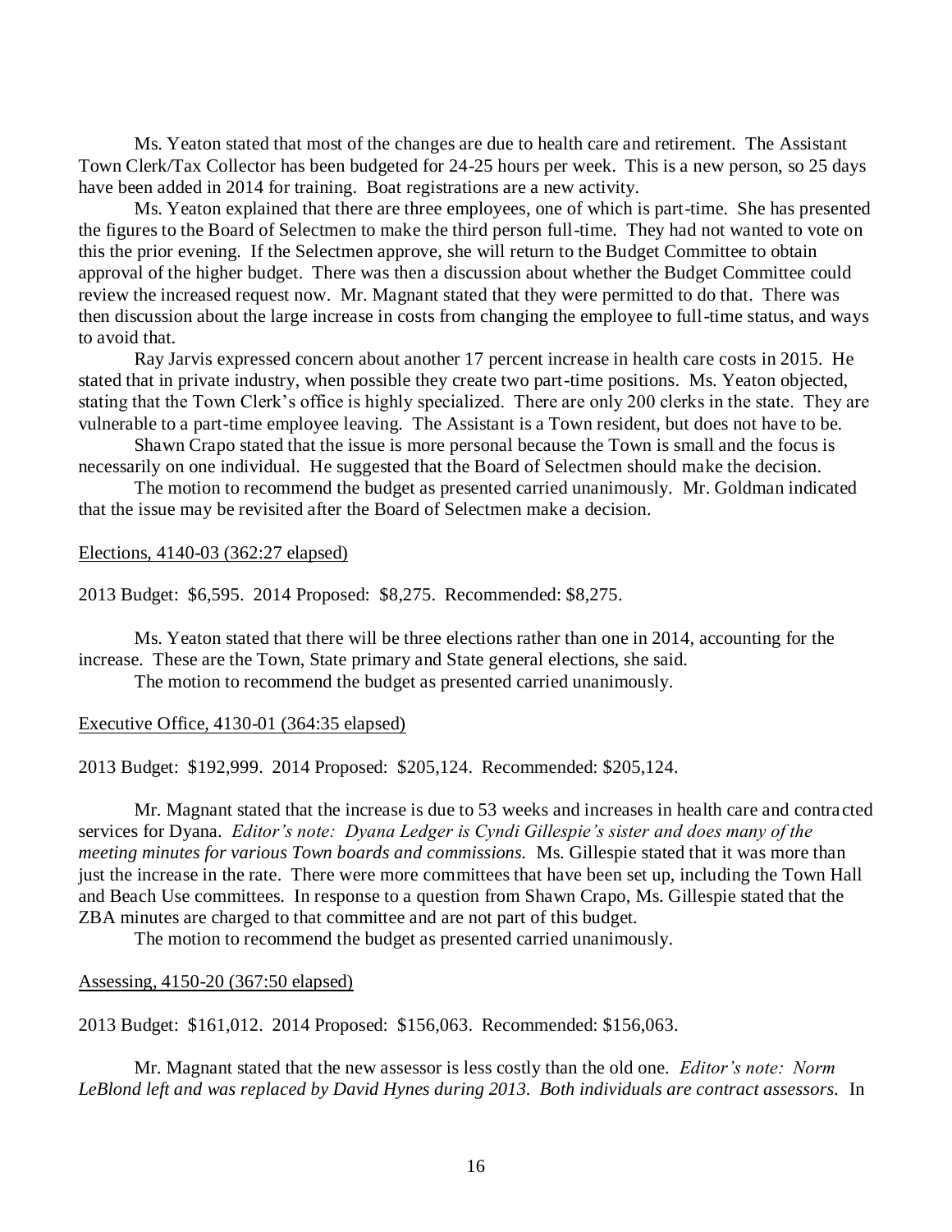Ms. Yeaton stated that most of the changes are due to health care and retirement. The Assistant Town Clerk/Tax Collector has been budgeted for 24-25 hours per week. This is a new person, so 25 days have been added in 2014 for training. Boat registrations are a new activity.

Ms. Yeaton explained that there are three employees, one of which is part-time. She has presented the figures to the Board of Selectmen to make the third person full-time. They had not wanted to vote on this the prior evening. If the Selectmen approve, she will return to the Budget Committee to obtain approval of the higher budget. There was then a discussion about whether the Budget Committee could review the increased request now. Mr. Magnant stated that they were permitted to do that. There was then discussion about the large increase in costs from changing the employee to full-time status, and ways to avoid that.

Ray Jarvis expressed concern about another 17 percent increase in health care costs in 2015. He stated that in private industry, when possible they create two part-time positions. Ms. Yeaton objected, stating that the Town Clerk's office is highly specialized. There are only 200 clerks in the state. They are vulnerable to a part-time employee leaving. The Assistant is a Town resident, but does not have to be.

Shawn Crapo stated that the issue is more personal because the Town is small and the focus is necessarily on one individual. He suggested that the Board of Selectmen should make the decision.

The motion to recommend the budget as presented carried unanimously. Mr. Goldman indicated that the issue may be revisited after the Board of Selectmen make a decision.

Elections, 4140-03 (362:27 elapsed)

2013 Budget: $6,595. 2014 Proposed: $8,275. Recommended: $8,275.

Ms. Yeaton stated that there will be three elections rather than one in 2014, accounting for the increase. These are the Town, State primary and State general elections, she said.

The motion to recommend the budget as presented carried unanimously.

Executive Office, 4130-01 (364:35 elapsed)

2013 Budget: $192,999. 2014 Proposed: $205,124. Recommended: $205,124.

Mr. Magnant stated that the increase is due to 53 weeks and increases in health care and contracted services for Dyana. *Editor's note: Dyana Ledger is Cyndi Gillespie's sister and does many of the meeting minutes for various Town boards and commissions.* Ms. Gillespie stated that it was more than just the increase in the rate. There were more committees that have been set up, including the Town Hall and Beach Use committees. In response to a question from Shawn Crapo, Ms. Gillespie stated that the ZBA minutes are charged to that committee and are not part of this budget.

The motion to recommend the budget as presented carried unanimously.

Assessing, 4150-20 (367:50 elapsed)

2013 Budget: $161,012. 2014 Proposed: $156,063. Recommended: $156,063.

Mr. Magnant stated that the new assessor is less costly than the old one. *Editor's note: Norm LeBlond left and was replaced by David Hynes during 2013. Both individuals are contract assessors.* In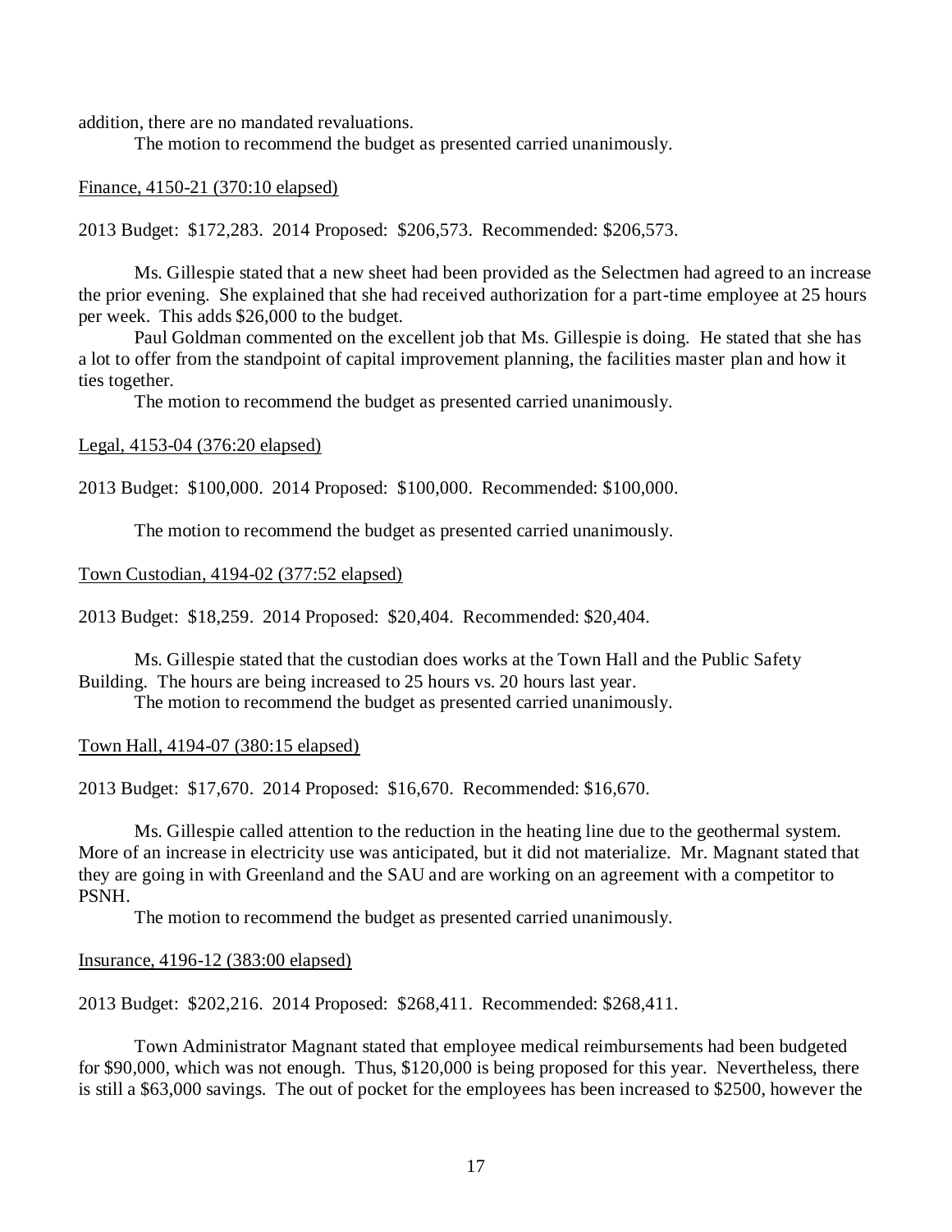addition, there are no mandated revaluations.

The motion to recommend the budget as presented carried unanimously.

Finance, 4150-21 (370:10 elapsed)

2013 Budget: \$172,283. 2014 Proposed: \$206,573. Recommended: \$206,573.

Ms. Gillespie stated that a new sheet had been provided as the Selectmen had agreed to an increase the prior evening. She explained that she had received authorization for a part-time employee at 25 hours per week. This adds \$26,000 to the budget.

Paul Goldman commented on the excellent job that Ms. Gillespie is doing. He stated that she has a lot to offer from the standpoint of capital improvement planning, the facilities master plan and how it ties together.

The motion to recommend the budget as presented carried unanimously.

Legal, 4153-04 (376:20 elapsed)

2013 Budget: \$100,000. 2014 Proposed: \$100,000. Recommended: \$100,000.

The motion to recommend the budget as presented carried unanimously.

Town Custodian, 4194-02 (377:52 elapsed)

2013 Budget: \$18,259. 2014 Proposed: \$20,404. Recommended: \$20,404.

Ms. Gillespie stated that the custodian does works at the Town Hall and the Public Safety Building. The hours are being increased to 25 hours vs. 20 hours last year.

The motion to recommend the budget as presented carried unanimously.

Town Hall, 4194-07 (380:15 elapsed)

2013 Budget: \$17,670. 2014 Proposed: \$16,670. Recommended: \$16,670.

Ms. Gillespie called attention to the reduction in the heating line due to the geothermal system. More of an increase in electricity use was anticipated, but it did not materialize. Mr. Magnant stated that they are going in with Greenland and the SAU and are working on an agreement with a competitor to PSNH.

The motion to recommend the budget as presented carried unanimously.

Insurance, 4196-12 (383:00 elapsed)

2013 Budget: \$202,216. 2014 Proposed: \$268,411. Recommended: \$268,411.

Town Administrator Magnant stated that employee medical reimbursements had been budgeted for \$90,000, which was not enough. Thus, \$120,000 is being proposed for this year. Nevertheless, there is still a \$63,000 savings. The out of pocket for the employees has been increased to \$2500, however the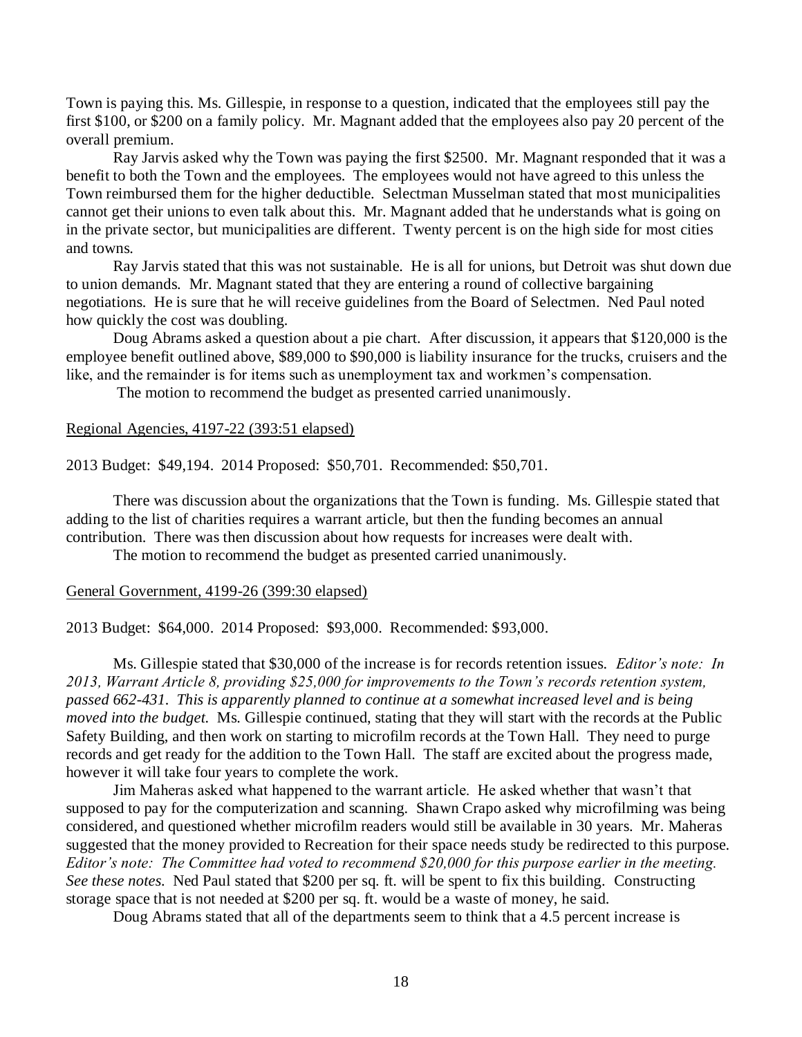Town is paying this. Ms. Gillespie, in response to a question, indicated that the employees still pay the first $100, or $200 on a family policy. Mr. Magnant added that the employees also pay 20 percent of the overall premium.

Ray Jarvis asked why the Town was paying the first $2500. Mr. Magnant responded that it was a benefit to both the Town and the employees. The employees would not have agreed to this unless the Town reimbursed them for the higher deductible. Selectman Musselman stated that most municipalities cannot get their unions to even talk about this. Mr. Magnant added that he understands what is going on in the private sector, but municipalities are different. Twenty percent is on the high side for most cities and towns.

Ray Jarvis stated that this was not sustainable. He is all for unions, but Detroit was shut down due to union demands. Mr. Magnant stated that they are entering a round of collective bargaining negotiations. He is sure that he will receive guidelines from the Board of Selectmen. Ned Paul noted how quickly the cost was doubling.

Doug Abrams asked a question about a pie chart. After discussion, it appears that $120,000 is the employee benefit outlined above, $89,000 to $90,000 is liability insurance for the trucks, cruisers and the like, and the remainder is for items such as unemployment tax and workmen's compensation.

The motion to recommend the budget as presented carried unanimously.

Regional Agencies, 4197-22 (393:51 elapsed)

2013 Budget: $49,194. 2014 Proposed: $50,701. Recommended: $50,701.

There was discussion about the organizations that the Town is funding. Ms. Gillespie stated that adding to the list of charities requires a warrant article, but then the funding becomes an annual contribution. There was then discussion about how requests for increases were dealt with.

The motion to recommend the budget as presented carried unanimously.

General Government, 4199-26 (399:30 elapsed)

2013 Budget: $64,000. 2014 Proposed: $93,000. Recommended: $93,000.

Ms. Gillespie stated that $30,000 of the increase is for records retention issues. *Editor's note: In 2013, Warrant Article 8, providing $25,000 for improvements to the Town's records retention system, passed 662-431. This is apparently planned to continue at a somewhat increased level and is being moved into the budget.* Ms. Gillespie continued, stating that they will start with the records at the Public Safety Building, and then work on starting to microfilm records at the Town Hall. They need to purge records and get ready for the addition to the Town Hall. The staff are excited about the progress made, however it will take four years to complete the work.

Jim Maheras asked what happened to the warrant article. He asked whether that wasn't that supposed to pay for the computerization and scanning. Shawn Crapo asked why microfilming was being considered, and questioned whether microfilm readers would still be available in 30 years. Mr. Maheras suggested that the money provided to Recreation for their space needs study be redirected to this purpose. *Editor's note: The Committee had voted to recommend $20,000 for this purpose earlier in the meeting. See these notes.* Ned Paul stated that $200 per sq. ft. will be spent to fix this building. Constructing storage space that is not needed at $200 per sq. ft. would be a waste of money, he said.

Doug Abrams stated that all of the departments seem to think that a 4.5 percent increase is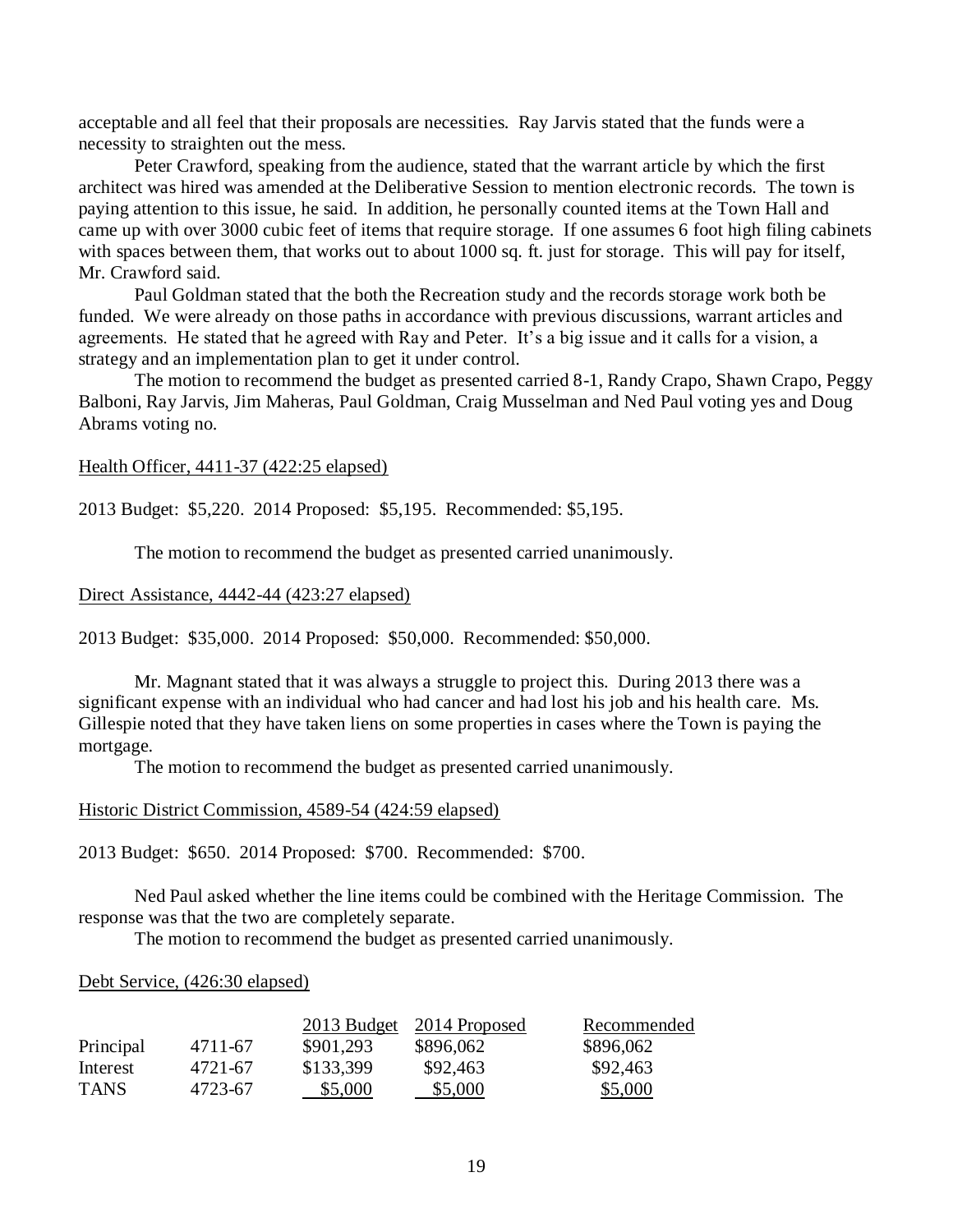acceptable and all feel that their proposals are necessities. Ray Jarvis stated that the funds were a necessity to straighten out the mess.

Peter Crawford, speaking from the audience, stated that the warrant article by which the first architect was hired was amended at the Deliberative Session to mention electronic records. The town is paying attention to this issue, he said. In addition, he personally counted items at the Town Hall and came up with over 3000 cubic feet of items that require storage. If one assumes 6 foot high filing cabinets with spaces between them, that works out to about 1000 sq. ft. just for storage. This will pay for itself, Mr. Crawford said.

Paul Goldman stated that the both the Recreation study and the records storage work both be funded. We were already on those paths in accordance with previous discussions, warrant articles and agreements. He stated that he agreed with Ray and Peter. It's a big issue and it calls for a vision, a strategy and an implementation plan to get it under control.

The motion to recommend the budget as presented carried 8-1, Randy Crapo, Shawn Crapo, Peggy Balboni, Ray Jarvis, Jim Maheras, Paul Goldman, Craig Musselman and Ned Paul voting yes and Doug Abrams voting no.

Health Officer, 4411-37 (422:25 elapsed)

2013 Budget: $5,220. 2014 Proposed: $5,195. Recommended: $5,195.

The motion to recommend the budget as presented carried unanimously.

Direct Assistance, 4442-44 (423:27 elapsed)

2013 Budget: $35,000. 2014 Proposed: $50,000. Recommended: $50,000.

Mr. Magnant stated that it was always a struggle to project this. During 2013 there was a significant expense with an individual who had cancer and had lost his job and his health care. Ms. Gillespie noted that they have taken liens on some properties in cases where the Town is paying the mortgage.

The motion to recommend the budget as presented carried unanimously.

Historic District Commission, 4589-54 (424:59 elapsed)

2013 Budget: $650. 2014 Proposed: $700. Recommended: $700.

Ned Paul asked whether the line items could be combined with the Heritage Commission. The response was that the two are completely separate.

The motion to recommend the budget as presented carried unanimously.

Debt Service, (426:30 elapsed)

| | | 2013 Budget | 2014 Proposed | Recommended |
|---|---|---|---|---|
| Principal | 4711-67 | $901,293 | $896,062 | $896,062 |
| Interest | 4721-67 | $133,399 | $92,463 | $92,463 |
| TANS | 4723-67 | $5,000 | $5,000 | $5,000 |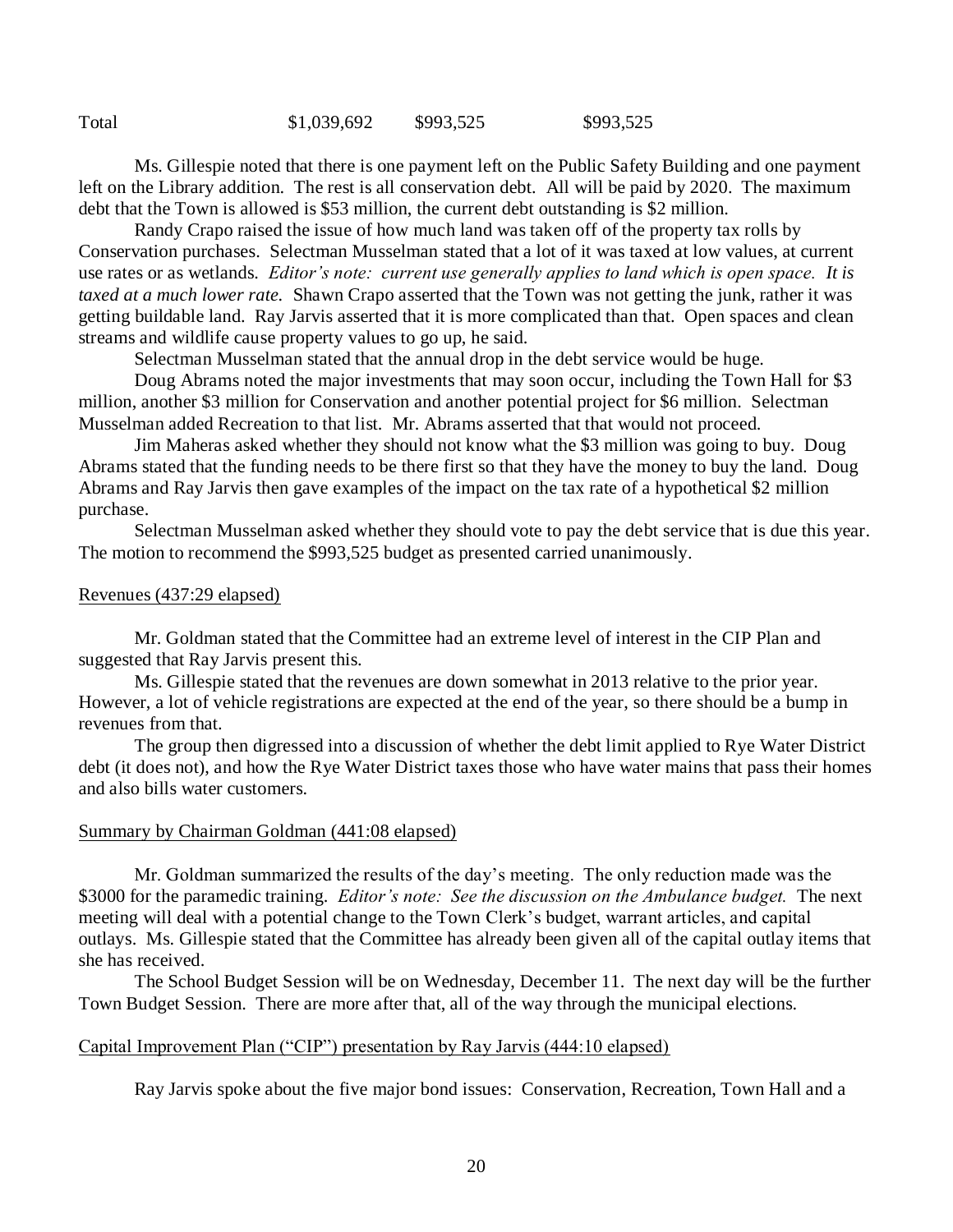| Total | $1,039,692 | $993,525 | $993,525 |
|---|---|---|---|

Ms. Gillespie noted that there is one payment left on the Public Safety Building and one payment left on the Library addition. The rest is all conservation debt. All will be paid by 2020. The maximum debt that the Town is allowed is $53 million, the current debt outstanding is $2 million.

Randy Crapo raised the issue of how much land was taken off of the property tax rolls by Conservation purchases. Selectman Musselman stated that a lot of it was taxed at low values, at current use rates or as wetlands. *Editor's note: current use generally applies to land which is open space. It is taxed at a much lower rate.* Shawn Crapo asserted that the Town was not getting the junk, rather it was getting buildable land. Ray Jarvis asserted that it is more complicated than that. Open spaces and clean streams and wildlife cause property values to go up, he said.

Selectman Musselman stated that the annual drop in the debt service would be huge.

Doug Abrams noted the major investments that may soon occur, including the Town Hall for $3 million, another $3 million for Conservation and another potential project for $6 million. Selectman Musselman added Recreation to that list. Mr. Abrams asserted that that would not proceed.

Jim Maheras asked whether they should not know what the $3 million was going to buy. Doug Abrams stated that the funding needs to be there first so that they have the money to buy the land. Doug Abrams and Ray Jarvis then gave examples of the impact on the tax rate of a hypothetical $2 million purchase.

Selectman Musselman asked whether they should vote to pay the debt service that is due this year. The motion to recommend the $993,525 budget as presented carried unanimously.

Revenues (437:29 elapsed)

Mr. Goldman stated that the Committee had an extreme level of interest in the CIP Plan and suggested that Ray Jarvis present this.

Ms. Gillespie stated that the revenues are down somewhat in 2013 relative to the prior year. However, a lot of vehicle registrations are expected at the end of the year, so there should be a bump in revenues from that.

The group then digressed into a discussion of whether the debt limit applied to Rye Water District debt (it does not), and how the Rye Water District taxes those who have water mains that pass their homes and also bills water customers.

Summary by Chairman Goldman (441:08 elapsed)

Mr. Goldman summarized the results of the day's meeting. The only reduction made was the $3000 for the paramedic training. *Editor's note: See the discussion on the Ambulance budget.* The next meeting will deal with a potential change to the Town Clerk's budget, warrant articles, and capital outlays. Ms. Gillespie stated that the Committee has already been given all of the capital outlay items that she has received.

The School Budget Session will be on Wednesday, December 11. The next day will be the further Town Budget Session. There are more after that, all of the way through the municipal elections.

Capital Improvement Plan ("CIP") presentation by Ray Jarvis (444:10 elapsed)

Ray Jarvis spoke about the five major bond issues: Conservation, Recreation, Town Hall and a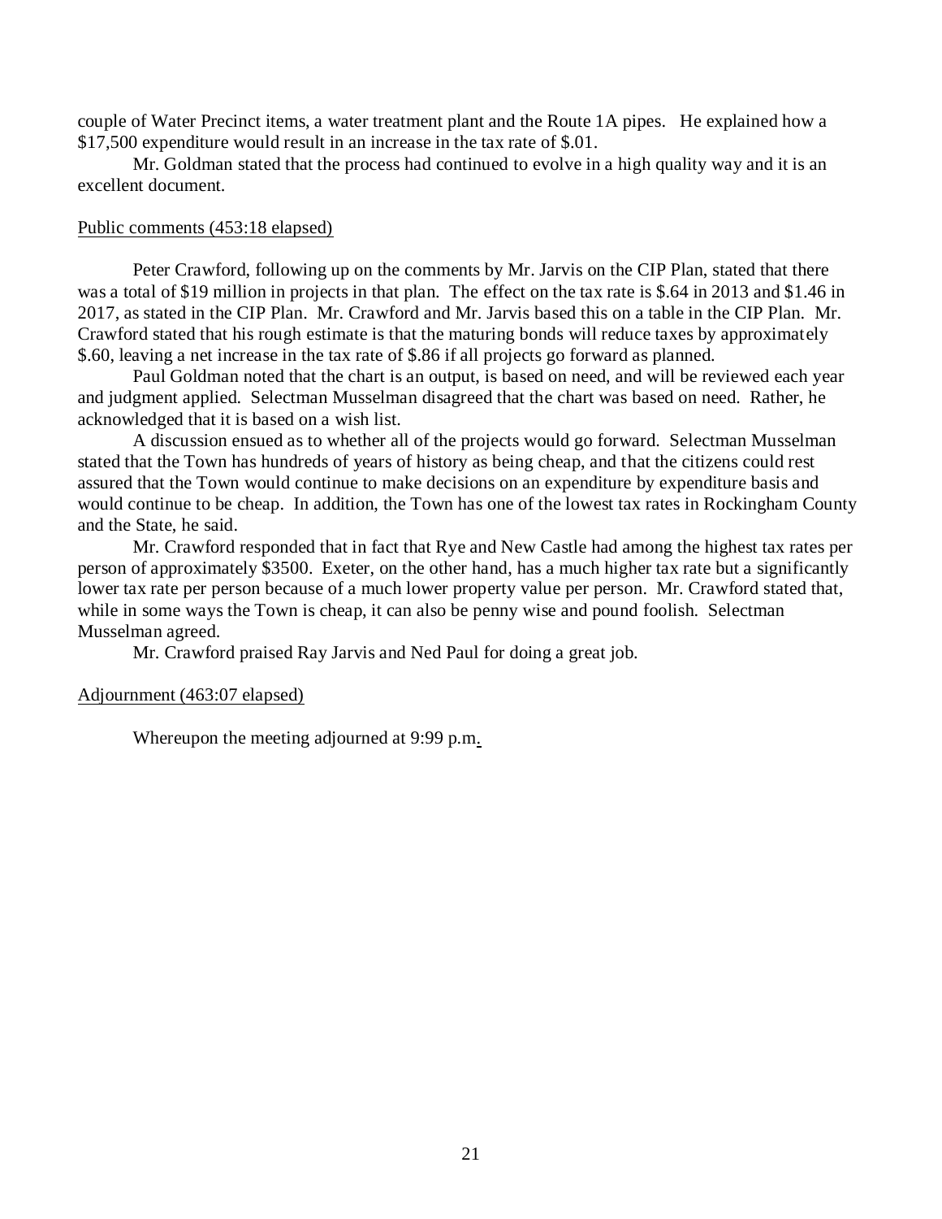couple of Water Precinct items, a water treatment plant and the Route 1A pipes. He explained how a $17,500 expenditure would result in an increase in the tax rate of $.01.

Mr. Goldman stated that the process had continued to evolve in a high quality way and it is an excellent document.

Public comments (453:18 elapsed)

Peter Crawford, following up on the comments by Mr. Jarvis on the CIP Plan, stated that there was a total of $19 million in projects in that plan. The effect on the tax rate is $.64 in 2013 and $1.46 in 2017, as stated in the CIP Plan. Mr. Crawford and Mr. Jarvis based this on a table in the CIP Plan. Mr. Crawford stated that his rough estimate is that the maturing bonds will reduce taxes by approximately $.60, leaving a net increase in the tax rate of $.86 if all projects go forward as planned.

Paul Goldman noted that the chart is an output, is based on need, and will be reviewed each year and judgment applied. Selectman Musselman disagreed that the chart was based on need. Rather, he acknowledged that it is based on a wish list.

A discussion ensued as to whether all of the projects would go forward. Selectman Musselman stated that the Town has hundreds of years of history as being cheap, and that the citizens could rest assured that the Town would continue to make decisions on an expenditure by expenditure basis and would continue to be cheap. In addition, the Town has one of the lowest tax rates in Rockingham County and the State, he said.

Mr. Crawford responded that in fact that Rye and New Castle had among the highest tax rates per person of approximately $3500. Exeter, on the other hand, has a much higher tax rate but a significantly lower tax rate per person because of a much lower property value per person. Mr. Crawford stated that, while in some ways the Town is cheap, it can also be penny wise and pound foolish. Selectman Musselman agreed.

Mr. Crawford praised Ray Jarvis and Ned Paul for doing a great job.

Adjournment (463:07 elapsed)

Whereupon the meeting adjourned at 9:99 p.m.